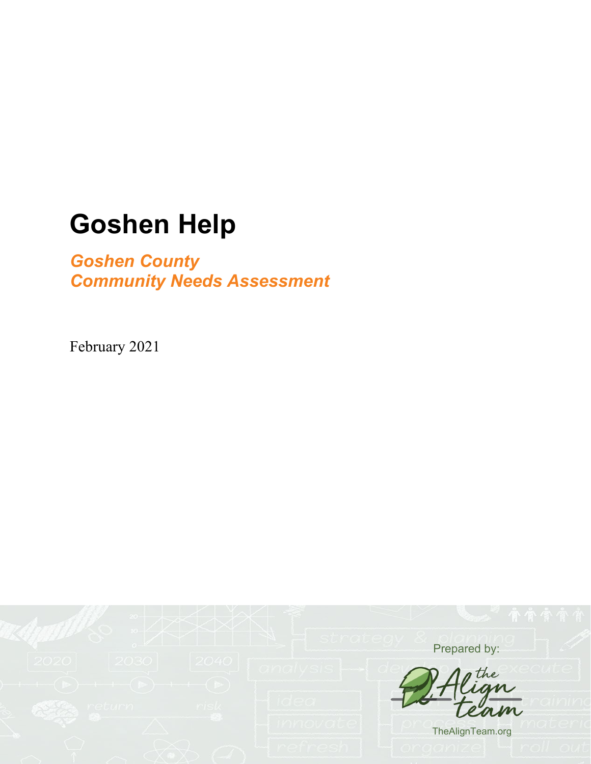# Goshen Help

***Goshen County***
***Community Needs Assessment***

February 2021

Prepared by:

the Align team

TheAlignTeam.org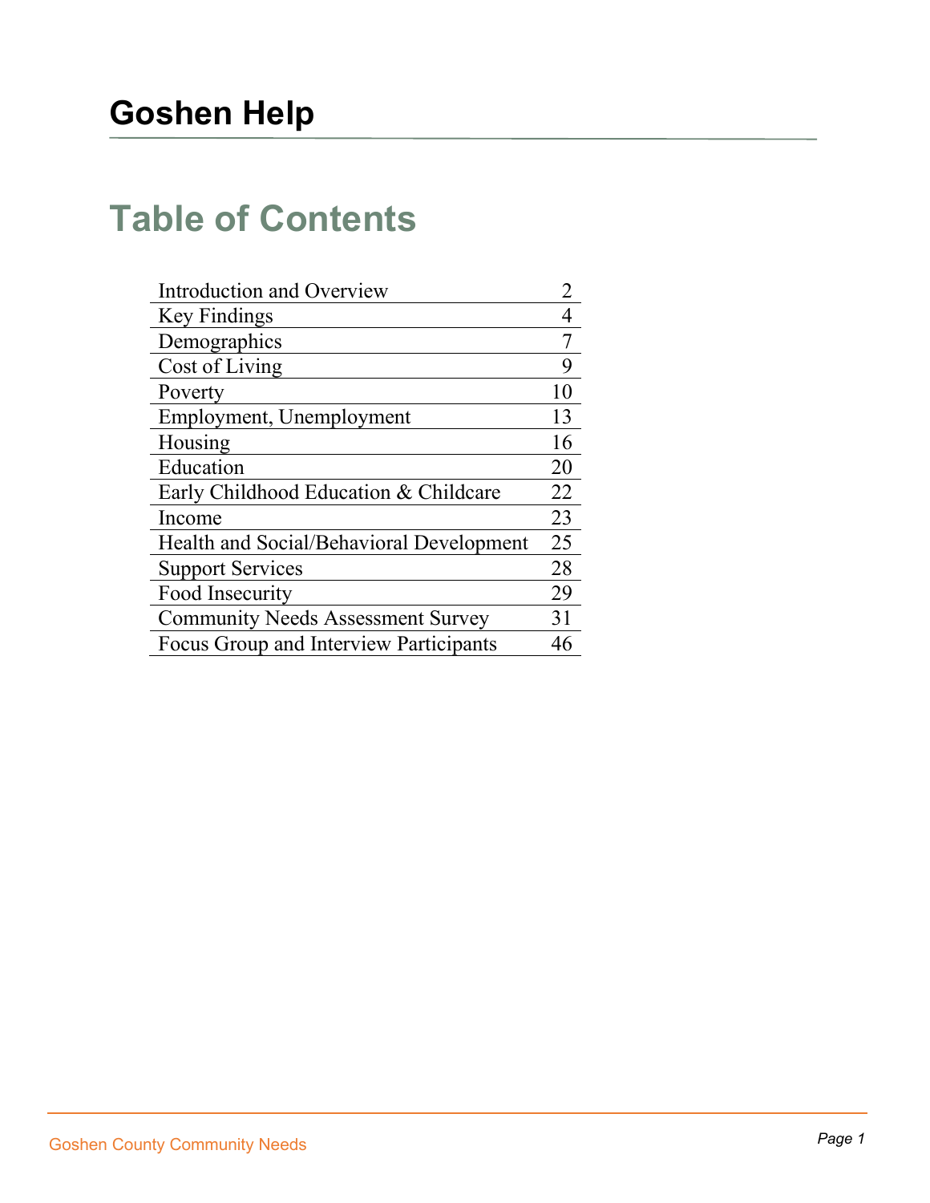# Goshen Help

## Table of Contents

| | |
|---|---|
| Introduction and Overview | 2 |
| Key Findings | 4 |
| Demographics | 7 |
| Cost of Living | 9 |
| Poverty | 10 |
| Employment, Unemployment | 13 |
| Housing | 16 |
| Education | 20 |
| Early Childhood Education & Childcare | 22 |
| Income | 23 |
| Health and Social/Behavioral Development | 25 |
| Support Services | 28 |
| Food Insecurity | 29 |
| Community Needs Assessment Survey | 31 |
| Focus Group and Interview Participants | 46 |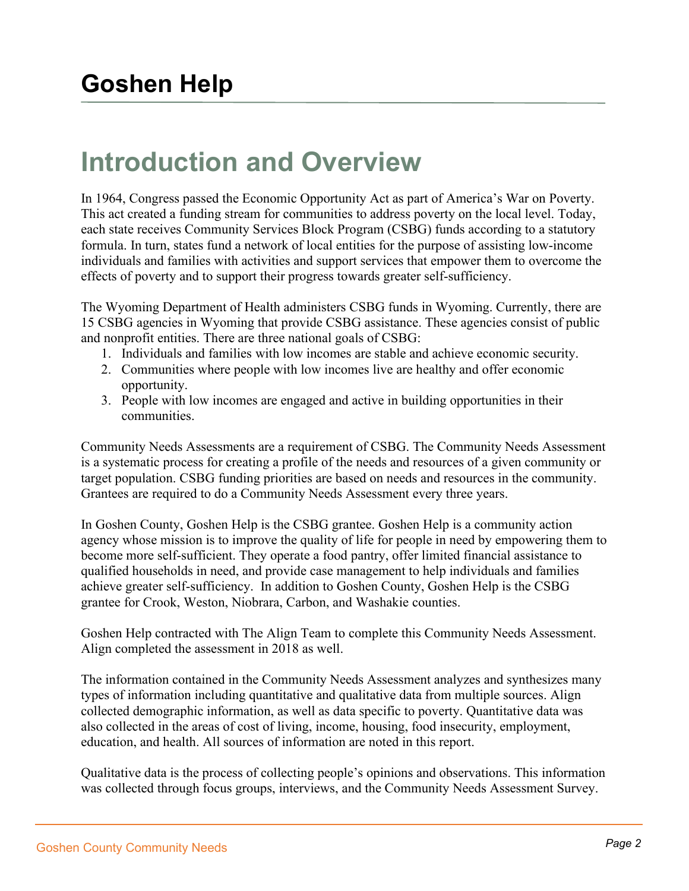# Goshen Help

## Introduction and Overview

In 1964, Congress passed the Economic Opportunity Act as part of America's War on Poverty. This act created a funding stream for communities to address poverty on the local level. Today, each state receives Community Services Block Program (CSBG) funds according to a statutory formula. In turn, states fund a network of local entities for the purpose of assisting low-income individuals and families with activities and support services that empower them to overcome the effects of poverty and to support their progress towards greater self-sufficiency.

The Wyoming Department of Health administers CSBG funds in Wyoming. Currently, there are 15 CSBG agencies in Wyoming that provide CSBG assistance. These agencies consist of public and nonprofit entities. There are three national goals of CSBG:

1. Individuals and families with low incomes are stable and achieve economic security.
2. Communities where people with low incomes live are healthy and offer economic opportunity.
3. People with low incomes are engaged and active in building opportunities in their communities.

Community Needs Assessments are a requirement of CSBG. The Community Needs Assessment is a systematic process for creating a profile of the needs and resources of a given community or target population. CSBG funding priorities are based on needs and resources in the community. Grantees are required to do a Community Needs Assessment every three years.

In Goshen County, Goshen Help is the CSBG grantee. Goshen Help is a community action agency whose mission is to improve the quality of life for people in need by empowering them to become more self-sufficient. They operate a food pantry, offer limited financial assistance to qualified households in need, and provide case management to help individuals and families achieve greater self-sufficiency. In addition to Goshen County, Goshen Help is the CSBG grantee for Crook, Weston, Niobrara, Carbon, and Washakie counties.

Goshen Help contracted with The Align Team to complete this Community Needs Assessment. Align completed the assessment in 2018 as well.

The information contained in the Community Needs Assessment analyzes and synthesizes many types of information including quantitative and qualitative data from multiple sources. Align collected demographic information, as well as data specific to poverty. Quantitative data was also collected in the areas of cost of living, income, housing, food insecurity, employment, education, and health. All sources of information are noted in this report.

Qualitative data is the process of collecting people's opinions and observations. This information was collected through focus groups, interviews, and the Community Needs Assessment Survey.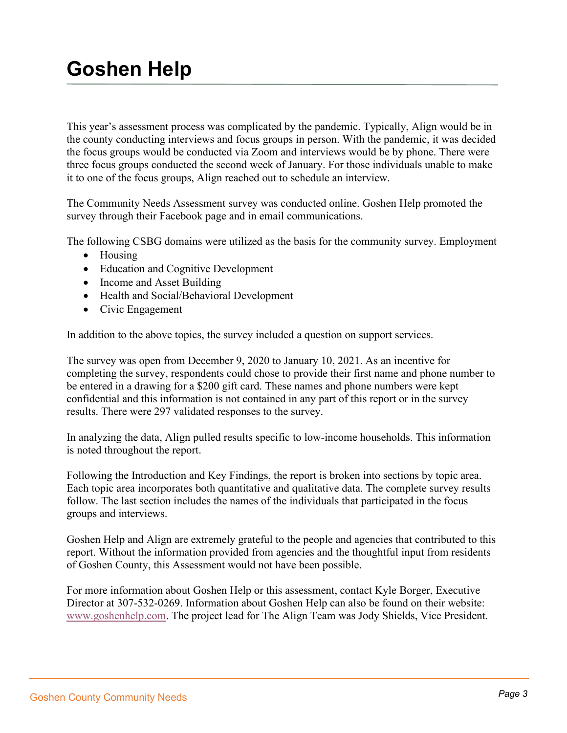# Goshen Help

This year's assessment process was complicated by the pandemic. Typically, Align would be in the county conducting interviews and focus groups in person. With the pandemic, it was decided the focus groups would be conducted via Zoom and interviews would be by phone. There were three focus groups conducted the second week of January. For those individuals unable to make it to one of the focus groups, Align reached out to schedule an interview.

The Community Needs Assessment survey was conducted online. Goshen Help promoted the survey through their Facebook page and in email communications.

The following CSBG domains were utilized as the basis for the community survey. Employment

- Housing
- Education and Cognitive Development
- Income and Asset Building
- Health and Social/Behavioral Development
- Civic Engagement

In addition to the above topics, the survey included a question on support services.

The survey was open from December 9, 2020 to January 10, 2021. As an incentive for completing the survey, respondents could chose to provide their first name and phone number to be entered in a drawing for a $200 gift card. These names and phone numbers were kept confidential and this information is not contained in any part of this report or in the survey results. There were 297 validated responses to the survey.

In analyzing the data, Align pulled results specific to low-income households. This information is noted throughout the report.

Following the Introduction and Key Findings, the report is broken into sections by topic area. Each topic area incorporates both quantitative and qualitative data. The complete survey results follow. The last section includes the names of the individuals that participated in the focus groups and interviews.

Goshen Help and Align are extremely grateful to the people and agencies that contributed to this report. Without the information provided from agencies and the thoughtful input from residents of Goshen County, this Assessment would not have been possible.

For more information about Goshen Help or this assessment, contact Kyle Borger, Executive Director at 307-532-0269. Information about Goshen Help can also be found on their website: www.goshenhelp.com. The project lead for The Align Team was Jody Shields, Vice President.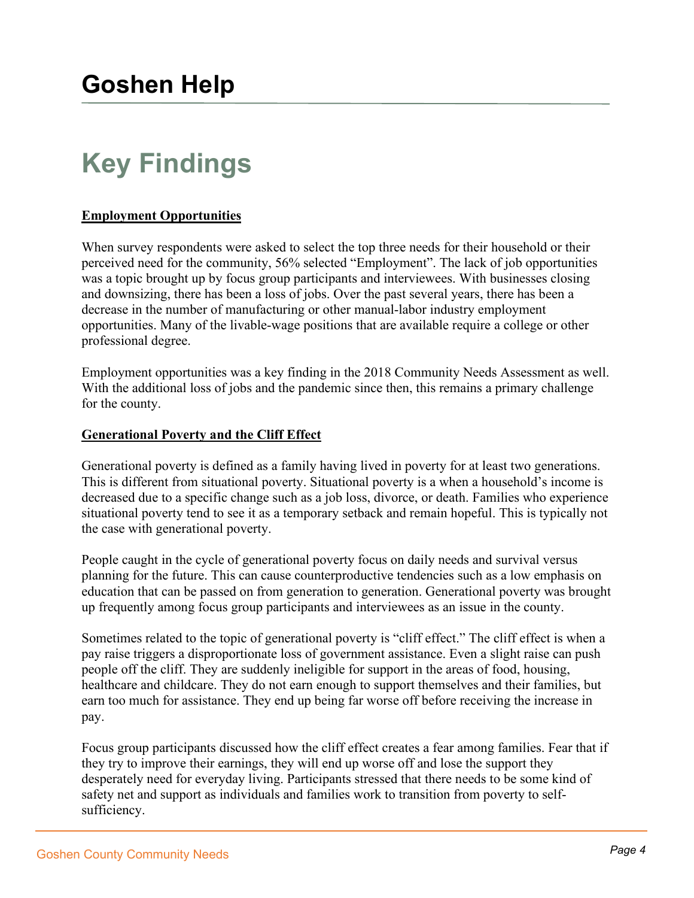# Goshen Help

## Key Findings

**Employment Opportunities**

When survey respondents were asked to select the top three needs for their household or their perceived need for the community, 56% selected "Employment". The lack of job opportunities was a topic brought up by focus group participants and interviewees. With businesses closing and downsizing, there has been a loss of jobs. Over the past several years, there has been a decrease in the number of manufacturing or other manual-labor industry employment opportunities. Many of the livable-wage positions that are available require a college or other professional degree.

Employment opportunities was a key finding in the 2018 Community Needs Assessment as well. With the additional loss of jobs and the pandemic since then, this remains a primary challenge for the county.

**Generational Poverty and the Cliff Effect**

Generational poverty is defined as a family having lived in poverty for at least two generations. This is different from situational poverty. Situational poverty is a when a household's income is decreased due to a specific change such as a job loss, divorce, or death. Families who experience situational poverty tend to see it as a temporary setback and remain hopeful. This is typically not the case with generational poverty.

People caught in the cycle of generational poverty focus on daily needs and survival versus planning for the future. This can cause counterproductive tendencies such as a low emphasis on education that can be passed on from generation to generation. Generational poverty was brought up frequently among focus group participants and interviewees as an issue in the county.

Sometimes related to the topic of generational poverty is "cliff effect." The cliff effect is when a pay raise triggers a disproportionate loss of government assistance. Even a slight raise can push people off the cliff. They are suddenly ineligible for support in the areas of food, housing, healthcare and childcare. They do not earn enough to support themselves and their families, but earn too much for assistance. They end up being far worse off before receiving the increase in pay.

Focus group participants discussed how the cliff effect creates a fear among families. Fear that if they try to improve their earnings, they will end up worse off and lose the support they desperately need for everyday living. Participants stressed that there needs to be some kind of safety net and support as individuals and families work to transition from poverty to self-sufficiency.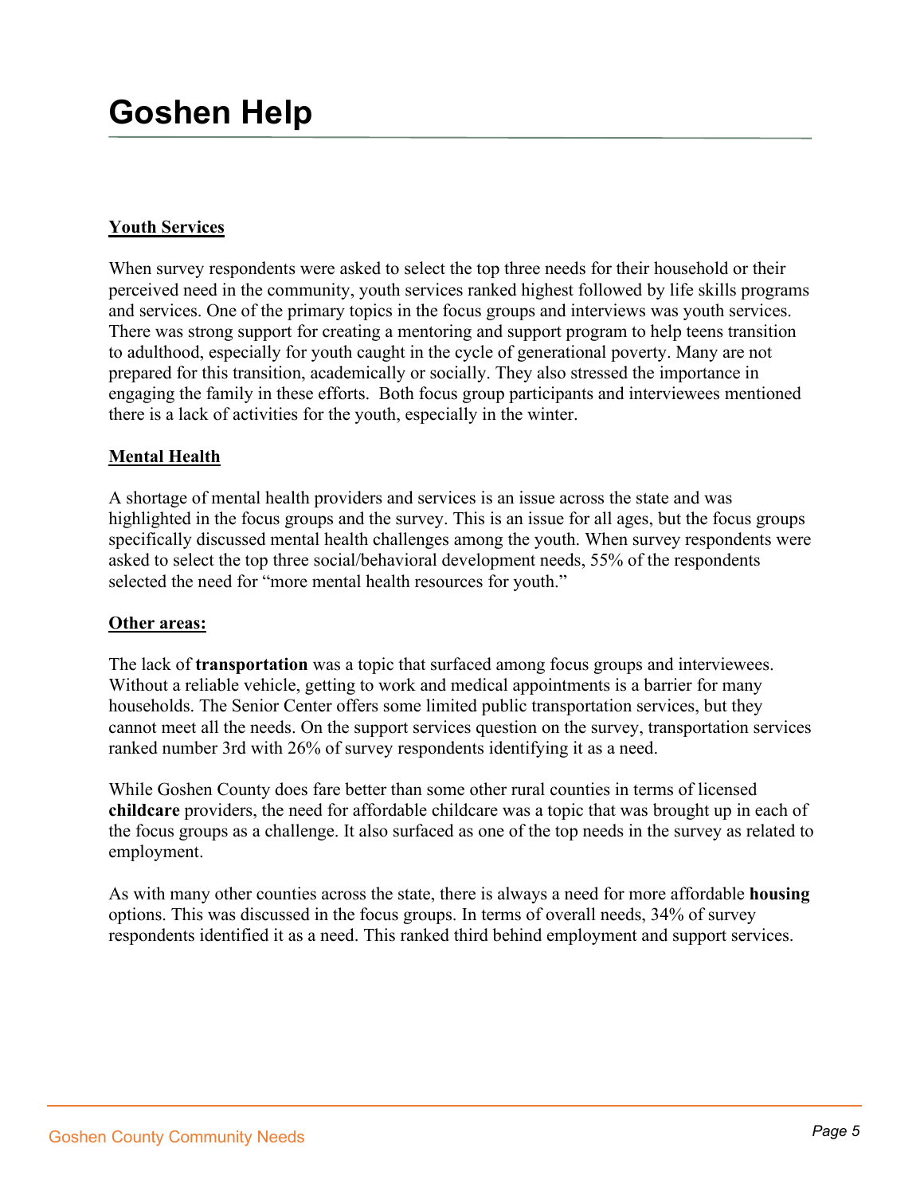# Goshen Help

**Youth Services**

When survey respondents were asked to select the top three needs for their household or their perceived need in the community, youth services ranked highest followed by life skills programs and services. One of the primary topics in the focus groups and interviews was youth services. There was strong support for creating a mentoring and support program to help teens transition to adulthood, especially for youth caught in the cycle of generational poverty. Many are not prepared for this transition, academically or socially. They also stressed the importance in engaging the family in these efforts. Both focus group participants and interviewees mentioned there is a lack of activities for the youth, especially in the winter.

**Mental Health**

A shortage of mental health providers and services is an issue across the state and was highlighted in the focus groups and the survey. This is an issue for all ages, but the focus groups specifically discussed mental health challenges among the youth. When survey respondents were asked to select the top three social/behavioral development needs, 55% of the respondents selected the need for "more mental health resources for youth."

**Other areas:**

The lack of **transportation** was a topic that surfaced among focus groups and interviewees. Without a reliable vehicle, getting to work and medical appointments is a barrier for many households. The Senior Center offers some limited public transportation services, but they cannot meet all the needs. On the support services question on the survey, transportation services ranked number 3rd with 26% of survey respondents identifying it as a need.

While Goshen County does fare better than some other rural counties in terms of licensed **childcare** providers, the need for affordable childcare was a topic that was brought up in each of the focus groups as a challenge. It also surfaced as one of the top needs in the survey as related to employment.

As with many other counties across the state, there is always a need for more affordable **housing** options. This was discussed in the focus groups. In terms of overall needs, 34% of survey respondents identified it as a need. This ranked third behind employment and support services.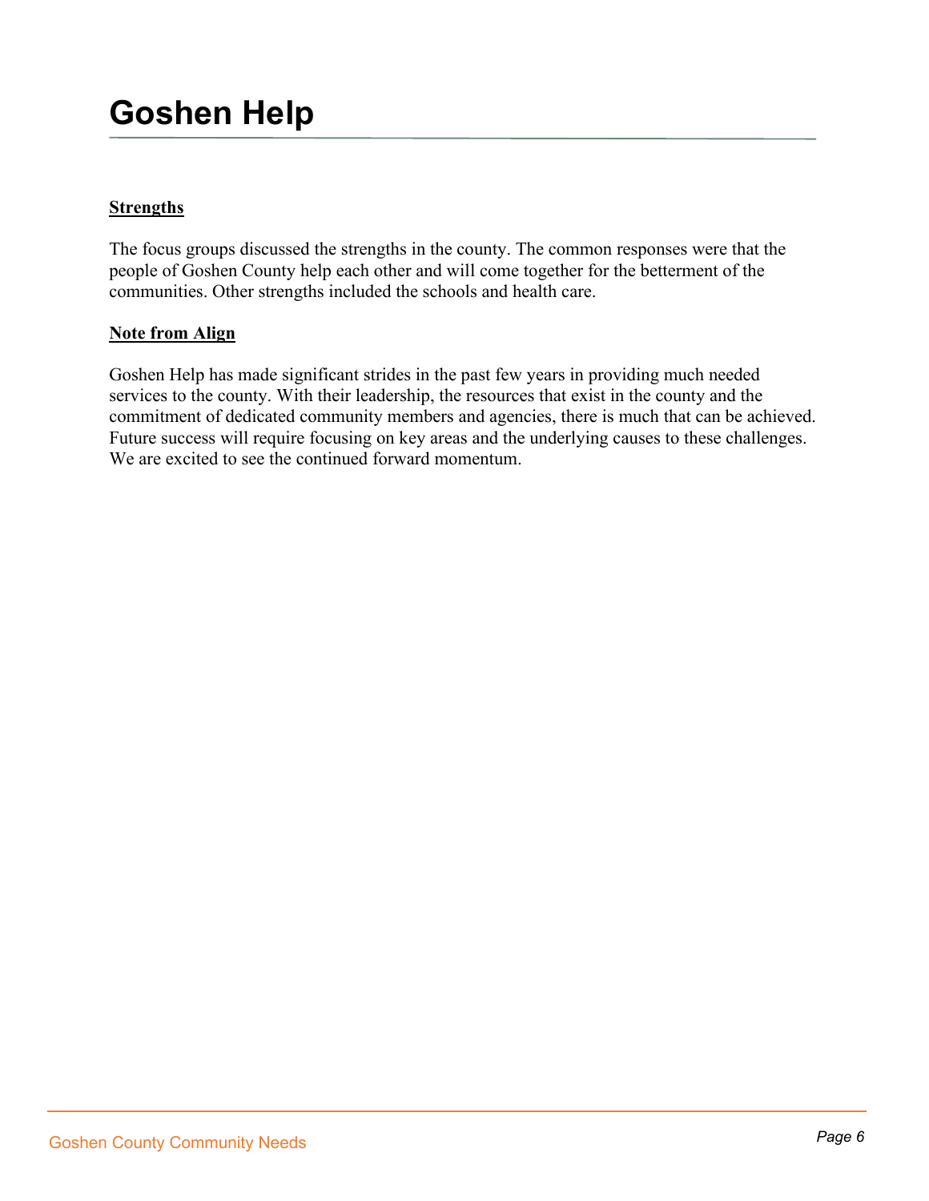# Goshen Help

**Strengths**

The focus groups discussed the strengths in the county. The common responses were that the people of Goshen County help each other and will come together for the betterment of the communities. Other strengths included the schools and health care.

**Note from Align**

Goshen Help has made significant strides in the past few years in providing much needed services to the county. With their leadership, the resources that exist in the county and the commitment of dedicated community members and agencies, there is much that can be achieved. Future success will require focusing on key areas and the underlying causes to these challenges. We are excited to see the continued forward momentum.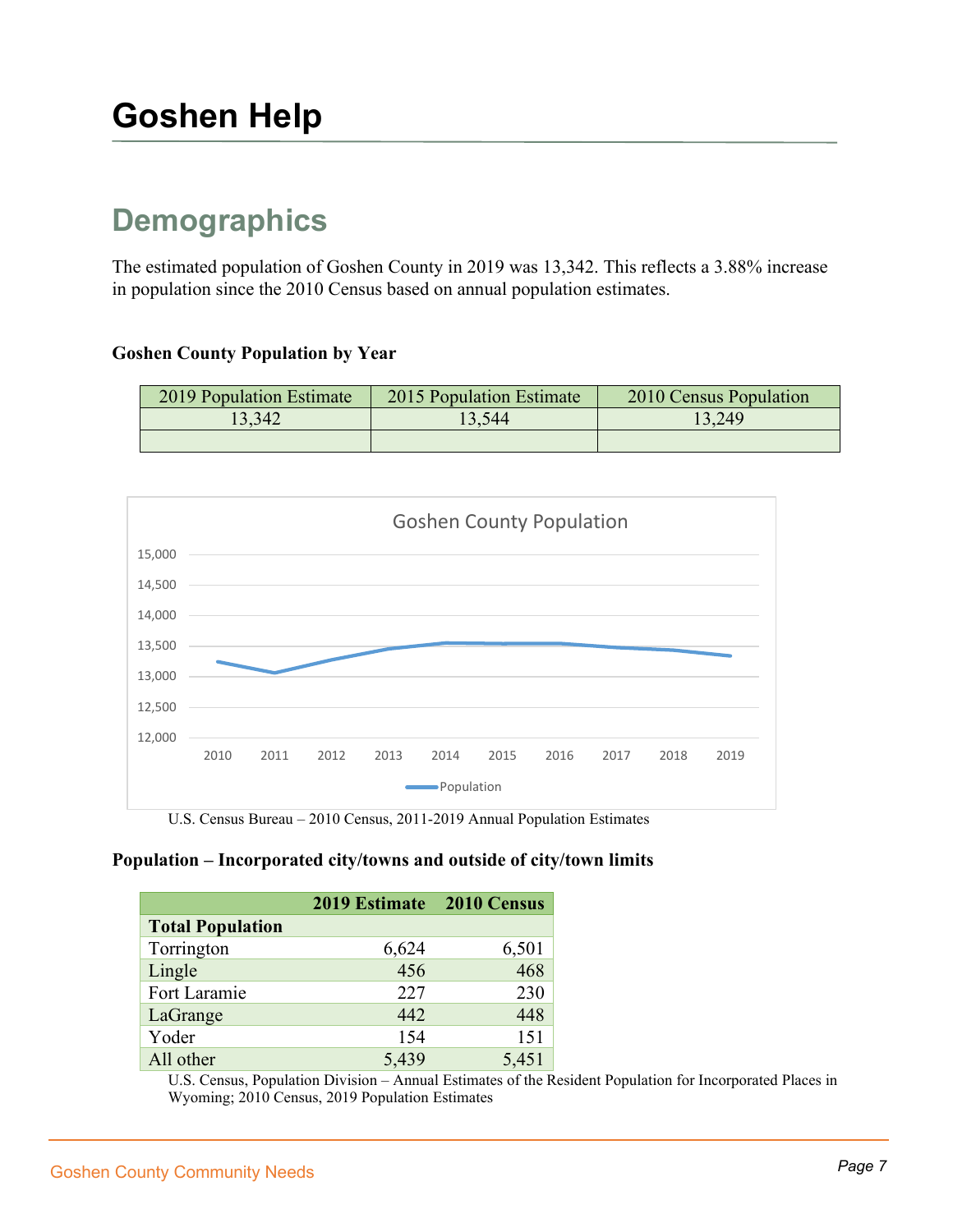# Goshen Help

## Demographics

The estimated population of Goshen County in 2019 was 13,342. This reflects a 3.88% increase in population since the 2010 Census based on annual population estimates.

**Goshen County Population by Year**

| 2019 Population Estimate | 2015 Population Estimate | 2010 Census Population |
|---|---|---|
| 13,342 | 13,544 | 13,249 |
| | | |

U.S. Census Bureau – 2010 Census, 2011-2019 Annual Population Estimates

**Population – Incorporated city/towns and outside of city/town limits**

| | 2019 Estimate | 2010 Census |
|---|---|---|
| **Total Population** | | |
| Torrington | 6,624 | 6,501 |
| Lingle | 456 | 468 |
| Fort Laramie | 227 | 230 |
| LaGrange | 442 | 448 |
| Yoder | 154 | 151 |
| All other | 5,439 | 5,451 |

U.S. Census, Population Division – Annual Estimates of the Resident Population for Incorporated Places in Wyoming; 2010 Census, 2019 Population Estimates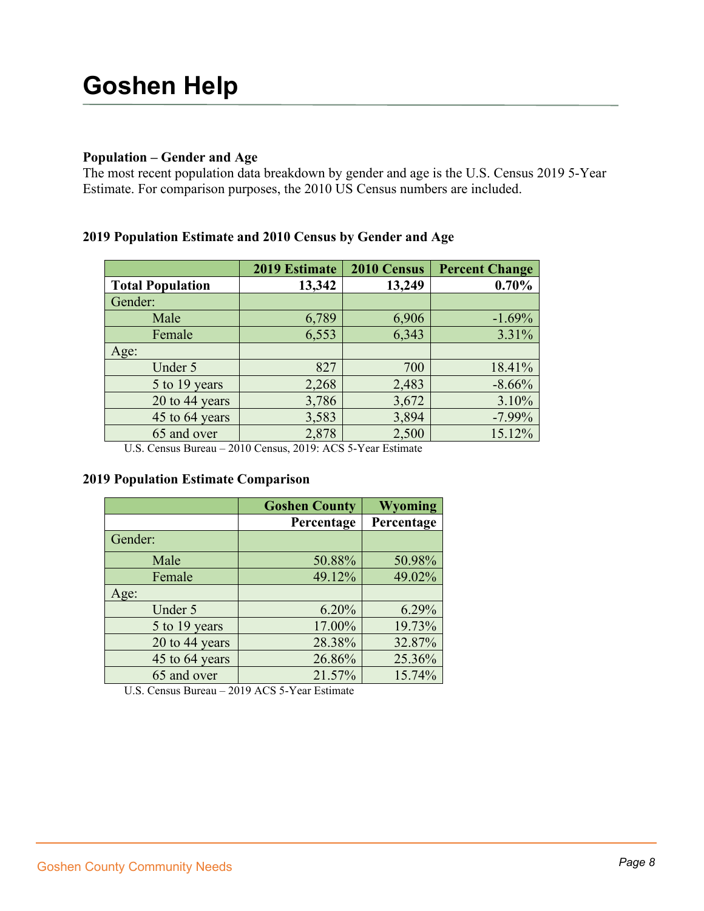# Goshen Help

**Population – Gender and Age**

The most recent population data breakdown by gender and age is the U.S. Census 2019 5-Year Estimate. For comparison purposes, the 2010 US Census numbers are included.

**2019 Population Estimate and 2010 Census by Gender and Age**

| | 2019 Estimate | 2010 Census | Percent Change |
|---|---|---|---|
| **Total Population** | **13,342** | **13,249** | **0.70%** |
| Gender: | | | |
| Male | 6,789 | 6,906 | -1.69% |
| Female | 6,553 | 6,343 | 3.31% |
| Age: | | | |
| Under 5 | 827 | 700 | 18.41% |
| 5 to 19 years | 2,268 | 2,483 | -8.66% |
| 20 to 44 years | 3,786 | 3,672 | 3.10% |
| 45 to 64 years | 3,583 | 3,894 | -7.99% |
| 65 and over | 2,878 | 2,500 | 15.12% |

U.S. Census Bureau – 2010 Census, 2019: ACS 5-Year Estimate

**2019 Population Estimate Comparison**

| | Goshen County | Wyoming |
|---|---|---|
| | **Percentage** | **Percentage** |
| Gender: | | |
| Male | 50.88% | 50.98% |
| Female | 49.12% | 49.02% |
| Age: | | |
| Under 5 | 6.20% | 6.29% |
| 5 to 19 years | 17.00% | 19.73% |
| 20 to 44 years | 28.38% | 32.87% |
| 45 to 64 years | 26.86% | 25.36% |
| 65 and over | 21.57% | 15.74% |

U.S. Census Bureau – 2019 ACS 5-Year Estimate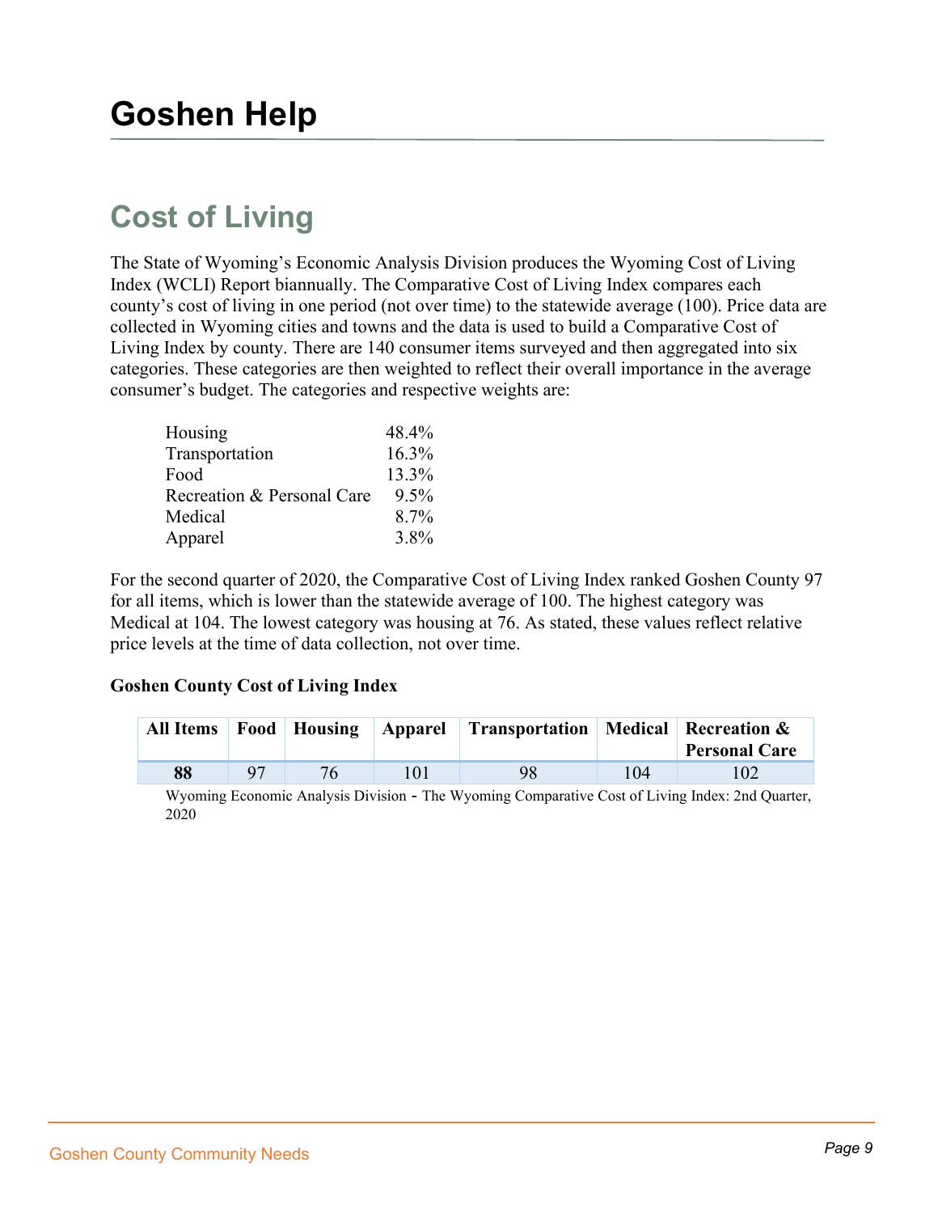# Goshen Help

## Cost of Living

The State of Wyoming's Economic Analysis Division produces the Wyoming Cost of Living Index (WCLI) Report biannually. The Comparative Cost of Living Index compares each county's cost of living in one period (not over time) to the statewide average (100). Price data are collected in Wyoming cities and towns and the data is used to build a Comparative Cost of Living Index by county. There are 140 consumer items surveyed and then aggregated into six categories. These categories are then weighted to reflect their overall importance in the average consumer's budget. The categories and respective weights are:

| | |
|---|---|
| Housing | 48.4% |
| Transportation | 16.3% |
| Food | 13.3% |
| Recreation & Personal Care | 9.5% |
| Medical | 8.7% |
| Apparel | 3.8% |

For the second quarter of 2020, the Comparative Cost of Living Index ranked Goshen County 97 for all items, which is lower than the statewide average of 100. The highest category was Medical at 104. The lowest category was housing at 76. As stated, these values reflect relative price levels at the time of data collection, not over time.

**Goshen County Cost of Living Index**

| All Items | Food | Housing | Apparel | Transportation | Medical | Recreation & Personal Care |
|---|---|---|---|---|---|---|
| **88** | 97 | 76 | 101 | 98 | 104 | 102 |

Wyoming Economic Analysis Division - The Wyoming Comparative Cost of Living Index: 2nd Quarter, 2020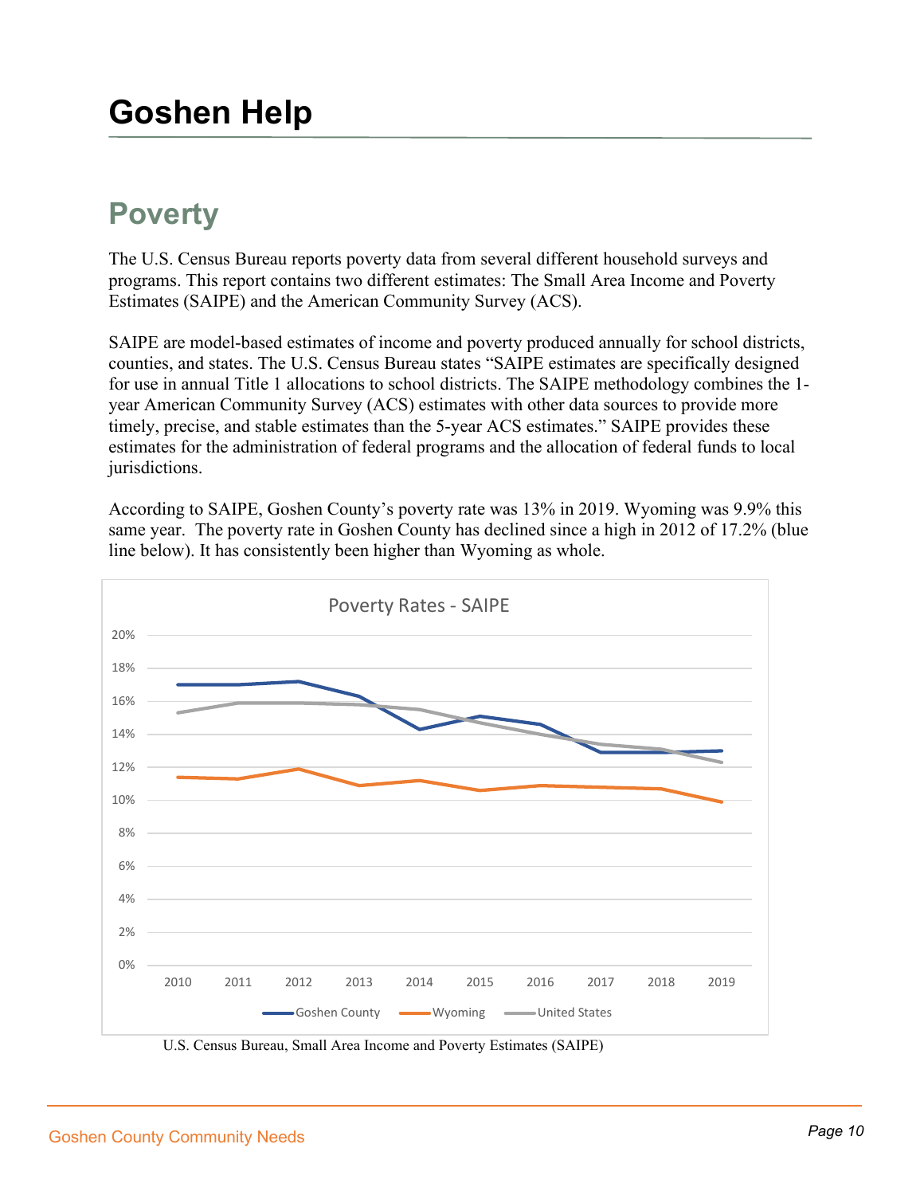# Goshen Help

## Poverty

The U.S. Census Bureau reports poverty data from several different household surveys and programs. This report contains two different estimates: The Small Area Income and Poverty Estimates (SAIPE) and the American Community Survey (ACS).

SAIPE are model-based estimates of income and poverty produced annually for school districts, counties, and states. The U.S. Census Bureau states "SAIPE estimates are specifically designed for use in annual Title 1 allocations to school districts. The SAIPE methodology combines the 1-year American Community Survey (ACS) estimates with other data sources to provide more timely, precise, and stable estimates than the 5-year ACS estimates." SAIPE provides these estimates for the administration of federal programs and the allocation of federal funds to local jurisdictions.

According to SAIPE, Goshen County's poverty rate was 13% in 2019. Wyoming was 9.9% this same year. The poverty rate in Goshen County has declined since a high in 2012 of 17.2% (blue line below). It has consistently been higher than Wyoming as whole.

U.S. Census Bureau, Small Area Income and Poverty Estimates (SAIPE)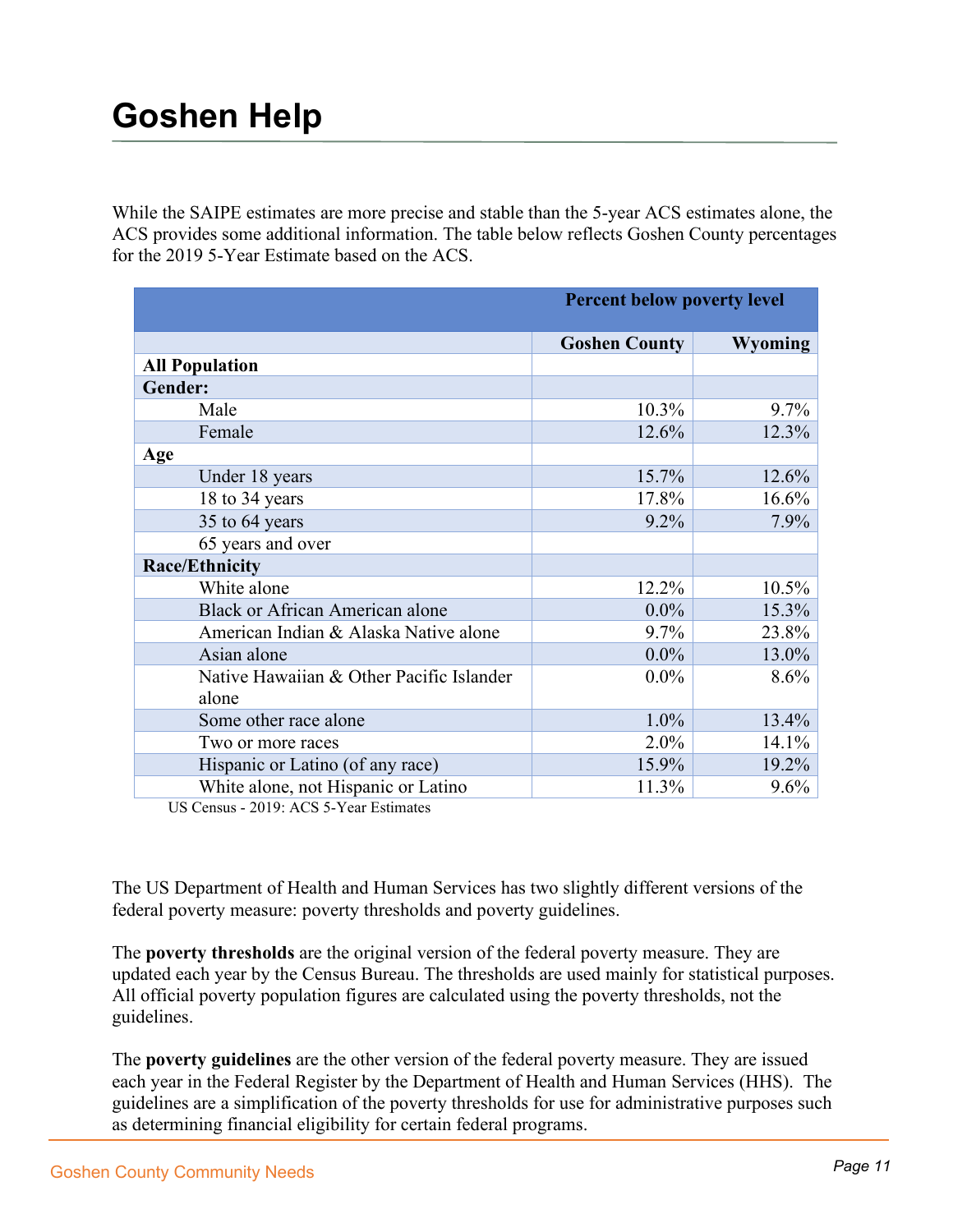# Goshen Help

While the SAIPE estimates are more precise and stable than the 5-year ACS estimates alone, the ACS provides some additional information. The table below reflects Goshen County percentages for the 2019 5-Year Estimate based on the ACS.

| | Percent below poverty level | |
|---|---|---|
| | **Goshen County** | **Wyoming** |
| **All Population** | | |
| **Gender:** | | |
| Male | 10.3% | 9.7% |
| Female | 12.6% | 12.3% |
| **Age** | | |
| Under 18 years | 15.7% | 12.6% |
| 18 to 34 years | 17.8% | 16.6% |
| 35 to 64 years | 9.2% | 7.9% |
| 65 years and over | | |
| **Race/Ethnicity** | | |
| White alone | 12.2% | 10.5% |
| Black or African American alone | 0.0% | 15.3% |
| American Indian & Alaska Native alone | 9.7% | 23.8% |
| Asian alone | 0.0% | 13.0% |
| Native Hawaiian & Other Pacific Islander alone | 0.0% | 8.6% |
| Some other race alone | 1.0% | 13.4% |
| Two or more races | 2.0% | 14.1% |
| Hispanic or Latino (of any race) | 15.9% | 19.2% |
| White alone, not Hispanic or Latino | 11.3% | 9.6% |

US Census - 2019: ACS 5-Year Estimates

The US Department of Health and Human Services has two slightly different versions of the federal poverty measure: poverty thresholds and poverty guidelines.

The **poverty thresholds** are the original version of the federal poverty measure. They are updated each year by the Census Bureau. The thresholds are used mainly for statistical purposes. All official poverty population figures are calculated using the poverty thresholds, not the guidelines.

The **poverty guidelines** are the other version of the federal poverty measure. They are issued each year in the Federal Register by the Department of Health and Human Services (HHS). The guidelines are a simplification of the poverty thresholds for use for administrative purposes such as determining financial eligibility for certain federal programs.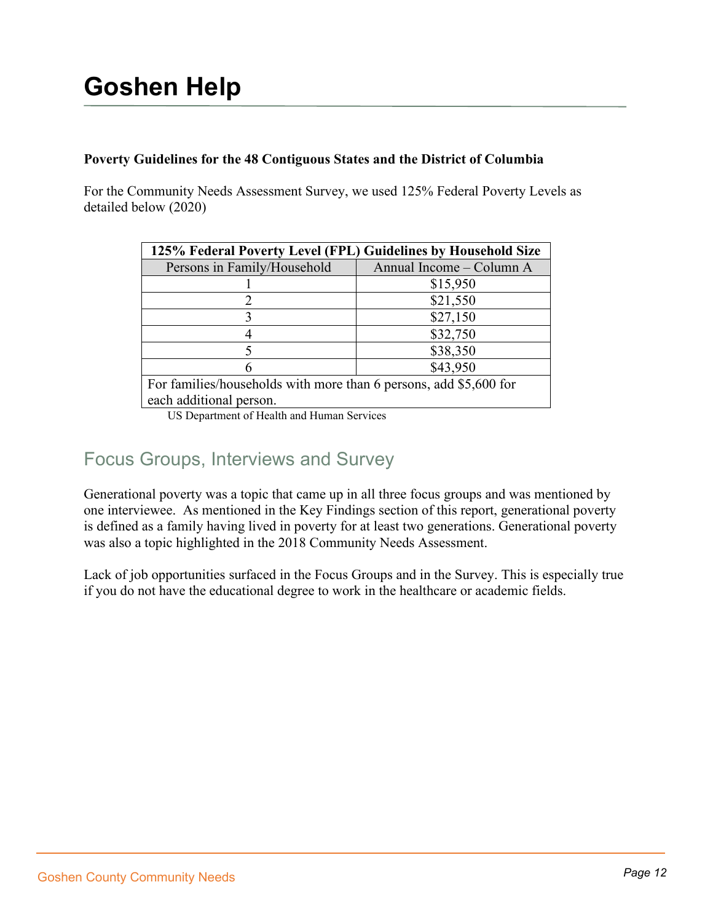# Goshen Help

**Poverty Guidelines for the 48 Contiguous States and the District of Columbia**

For the Community Needs Assessment Survey, we used 125% Federal Poverty Levels as detailed below (2020)

| 125% Federal Poverty Level (FPL) Guidelines by Household Size | |
|---|---|
| Persons in Family/Household | Annual Income – Column A |
| 1 | $15,950 |
| 2 | $21,550 |
| 3 | $27,150 |
| 4 | $32,750 |
| 5 | $38,350 |
| 6 | $43,950 |
| For families/households with more than 6 persons, add $5,600 for each additional person. | |

US Department of Health and Human Services

## Focus Groups, Interviews and Survey

Generational poverty was a topic that came up in all three focus groups and was mentioned by one interviewee. As mentioned in the Key Findings section of this report, generational poverty is defined as a family having lived in poverty for at least two generations. Generational poverty was also a topic highlighted in the 2018 Community Needs Assessment.

Lack of job opportunities surfaced in the Focus Groups and in the Survey. This is especially true if you do not have the educational degree to work in the healthcare or academic fields.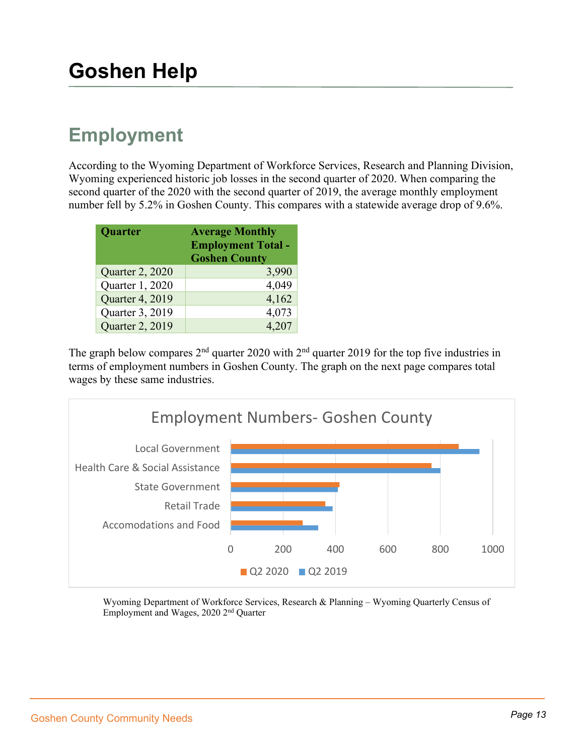# Goshen Help

## Employment

According to the Wyoming Department of Workforce Services, Research and Planning Division, Wyoming experienced historic job losses in the second quarter of 2020. When comparing the second quarter of the 2020 with the second quarter of 2019, the average monthly employment number fell by 5.2% in Goshen County. This compares with a statewide average drop of 9.6%.

| Quarter | Average Monthly Employment Total - Goshen County |
|---|---|
| Quarter 2, 2020 | 3,990 |
| Quarter 1, 2020 | 4,049 |
| Quarter 4, 2019 | 4,162 |
| Quarter 3, 2019 | 4,073 |
| Quarter 2, 2019 | 4,207 |

The graph below compares 2nd quarter 2020 with 2nd quarter 2019 for the top five industries in terms of employment numbers in Goshen County. The graph on the next page compares total wages by these same industries.

Employment Numbers- Goshen County

| Industry | Q2 2020 | Q2 2019 |
|---|---|---|
| Local Government | ~870 | ~950 |
| Health Care & Social Assistance | ~765 | ~800 |
| State Government | ~415 | ~410 |
| Retail Trade | ~360 | ~390 |
| Accomodations and Food | ~275 | ~335 |

Wyoming Department of Workforce Services, Research & Planning – Wyoming Quarterly Census of Employment and Wages, 2020 2nd Quarter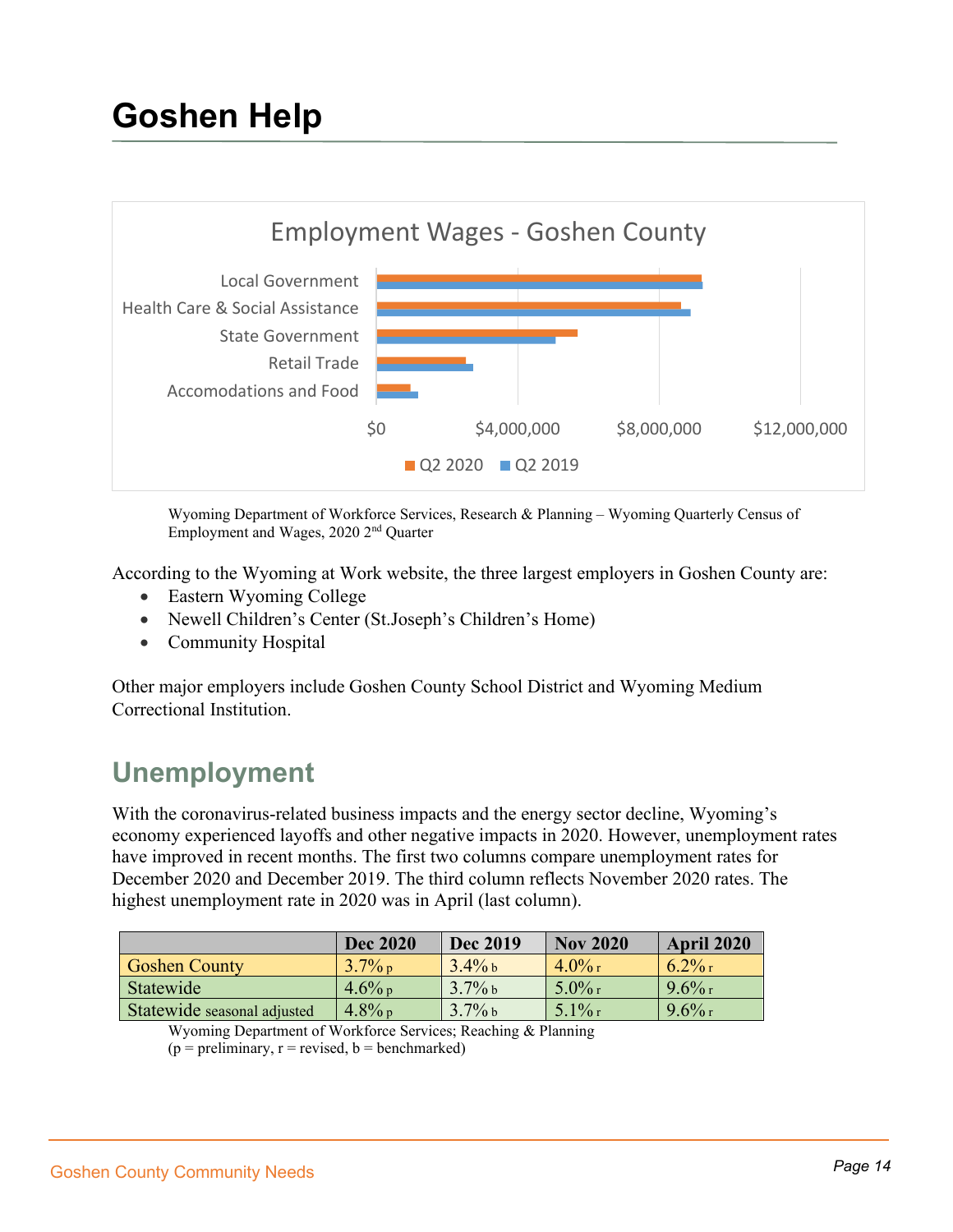# Goshen Help

Employment Wages - Goshen County

| | Q2 2020 | Q2 2019 |
|---|---|---|
| Local Government | | |
| Health Care & Social Assistance | | |
| State Government | | |
| Retail Trade | | |
| Accomodations and Food | | |

Wyoming Department of Workforce Services, Research & Planning – Wyoming Quarterly Census of Employment and Wages, 2020 2nd Quarter

According to the Wyoming at Work website, the three largest employers in Goshen County are:

- Eastern Wyoming College
- Newell Children's Center (St.Joseph's Children's Home)
- Community Hospital

Other major employers include Goshen County School District and Wyoming Medium Correctional Institution.

## Unemployment

With the coronavirus-related business impacts and the energy sector decline, Wyoming's economy experienced layoffs and other negative impacts in 2020. However, unemployment rates have improved in recent months. The first two columns compare unemployment rates for December 2020 and December 2019. The third column reflects November 2020 rates. The highest unemployment rate in 2020 was in April (last column).

| | Dec 2020 | Dec 2019 | Nov 2020 | April 2020 |
|---|---|---|---|---|
| Goshen County | 3.7% p | 3.4% b | 4.0% r | 6.2% r |
| Statewide | 4.6% p | 3.7% b | 5.0% r | 9.6% r |
| Statewide seasonal adjusted | 4.8% p | 3.7% b | 5.1% r | 9.6% r |

Wyoming Department of Workforce Services; Reaching & Planning
(p = preliminary, r = revised, b = benchmarked)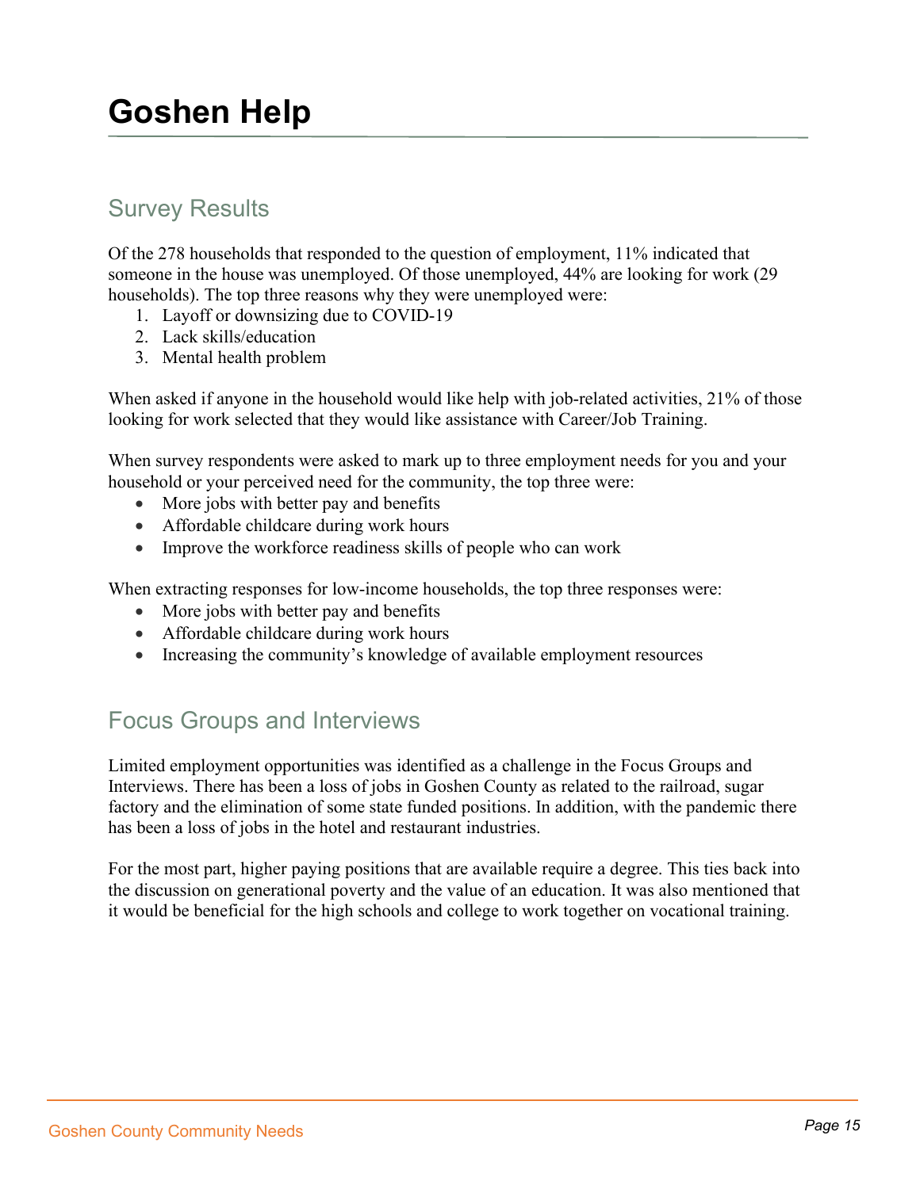# Goshen Help

## Survey Results

Of the 278 households that responded to the question of employment, 11% indicated that someone in the house was unemployed. Of those unemployed, 44% are looking for work (29 households). The top three reasons why they were unemployed were:

1. Layoff or downsizing due to COVID-19
2. Lack skills/education
3. Mental health problem

When asked if anyone in the household would like help with job-related activities, 21% of those looking for work selected that they would like assistance with Career/Job Training.

When survey respondents were asked to mark up to three employment needs for you and your household or your perceived need for the community, the top three were:

- More jobs with better pay and benefits
- Affordable childcare during work hours
- Improve the workforce readiness skills of people who can work

When extracting responses for low-income households, the top three responses were:

- More jobs with better pay and benefits
- Affordable childcare during work hours
- Increasing the community's knowledge of available employment resources

## Focus Groups and Interviews

Limited employment opportunities was identified as a challenge in the Focus Groups and Interviews. There has been a loss of jobs in Goshen County as related to the railroad, sugar factory and the elimination of some state funded positions. In addition, with the pandemic there has been a loss of jobs in the hotel and restaurant industries.

For the most part, higher paying positions that are available require a degree. This ties back into the discussion on generational poverty and the value of an education. It was also mentioned that it would be beneficial for the high schools and college to work together on vocational training.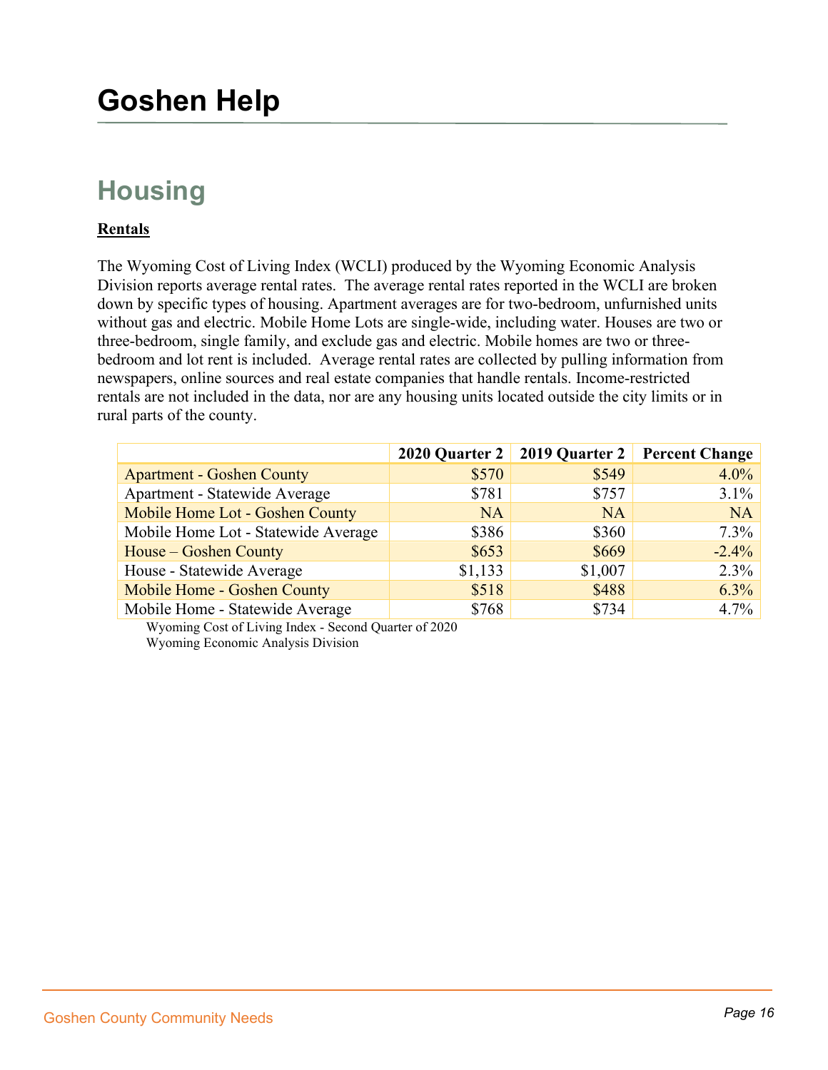# Goshen Help

## Housing

**Rentals**

The Wyoming Cost of Living Index (WCLI) produced by the Wyoming Economic Analysis Division reports average rental rates. The average rental rates reported in the WCLI are broken down by specific types of housing. Apartment averages are for two-bedroom, unfurnished units without gas and electric. Mobile Home Lots are single-wide, including water. Houses are two or three-bedroom, single family, and exclude gas and electric. Mobile homes are two or three-bedroom and lot rent is included. Average rental rates are collected by pulling information from newspapers, online sources and real estate companies that handle rentals. Income-restricted rentals are not included in the data, nor are any housing units located outside the city limits or in rural parts of the county.

| | 2020 Quarter 2 | 2019 Quarter 2 | Percent Change |
|---|---|---|---|
| Apartment - Goshen County | $570 | $549 | 4.0% |
| Apartment - Statewide Average | $781 | $757 | 3.1% |
| Mobile Home Lot - Goshen County | NA | NA | NA |
| Mobile Home Lot - Statewide Average | $386 | $360 | 7.3% |
| House – Goshen County | $653 | $669 | -2.4% |
| House - Statewide Average | $1,133 | $1,007 | 2.3% |
| Mobile Home - Goshen County | $518 | $488 | 6.3% |
| Mobile Home - Statewide Average | $768 | $734 | 4.7% |

Wyoming Cost of Living Index - Second Quarter of 2020
Wyoming Economic Analysis Division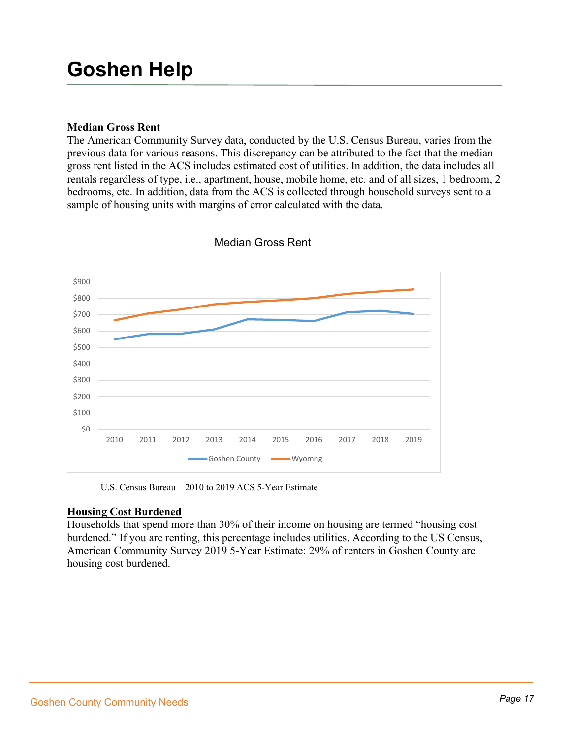# Goshen Help

**Median Gross Rent**

The American Community Survey data, conducted by the U.S. Census Bureau, varies from the previous data for various reasons. This discrepancy can be attributed to the fact that the median gross rent listed in the ACS includes estimated cost of utilities. In addition, the data includes all rentals regardless of type, i.e., apartment, house, mobile home, etc. and of all sizes, 1 bedroom, 2 bedrooms, etc. In addition, data from the ACS is collected through household surveys sent to a sample of housing units with margins of error calculated with the data.

Median Gross Rent

$900
$800
$700
$600
$500
$400
$300
$200
$100
$0

2010 2011 2012 2013 2014 2015 2016 2017 2018 2019

Goshen County — Wyomng

U.S. Census Bureau – 2010 to 2019 ACS 5-Year Estimate

**Housing Cost Burdened**

Households that spend more than 30% of their income on housing are termed "housing cost burdened." If you are renting, this percentage includes utilities. According to the US Census, American Community Survey 2019 5-Year Estimate: 29% of renters in Goshen County are housing cost burdened.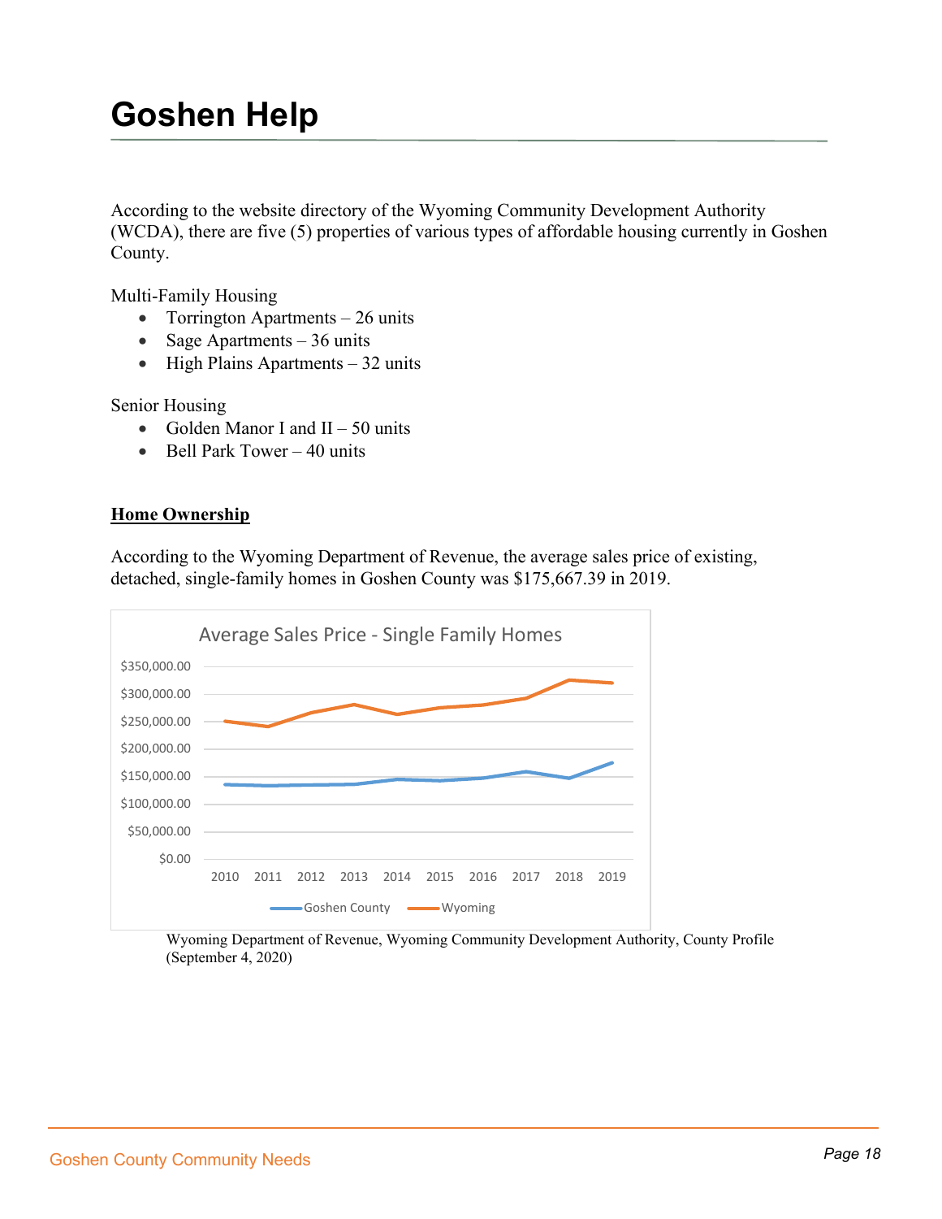# Goshen Help

According to the website directory of the Wyoming Community Development Authority (WCDA), there are five (5) properties of various types of affordable housing currently in Goshen County.

Multi-Family Housing

- Torrington Apartments – 26 units
- Sage Apartments – 36 units
- High Plains Apartments – 32 units

Senior Housing

- Golden Manor I and II – 50 units
- Bell Park Tower – 40 units

**Home Ownership**

According to the Wyoming Department of Revenue, the average sales price of existing, detached, single-family homes in Goshen County was $175,667.39 in 2019.

Average Sales Price - Single Family Homes

Wyoming Department of Revenue, Wyoming Community Development Authority, County Profile (September 4, 2020)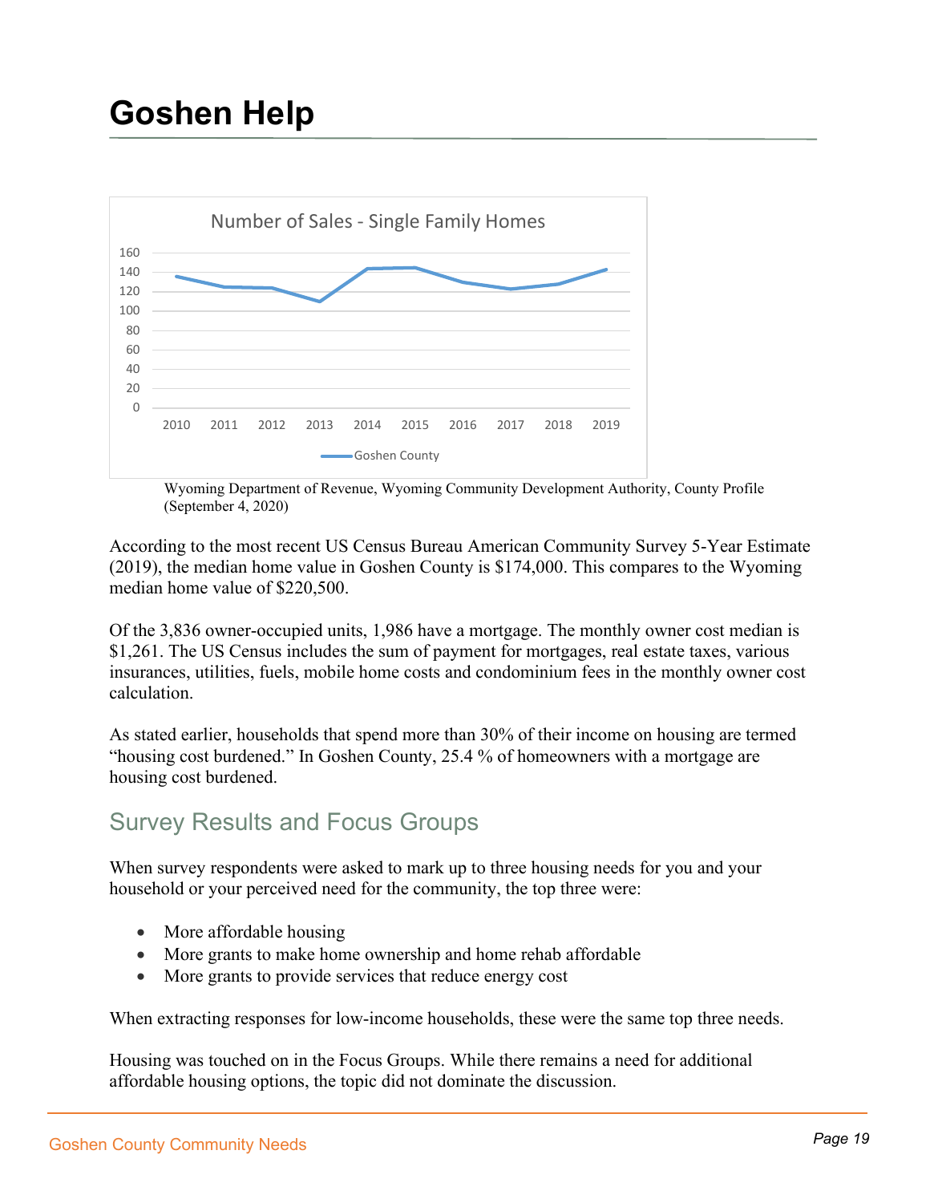# Goshen Help

Wyoming Department of Revenue, Wyoming Community Development Authority, County Profile (September 4, 2020)

According to the most recent US Census Bureau American Community Survey 5-Year Estimate (2019), the median home value in Goshen County is $174,000. This compares to the Wyoming median home value of $220,500.

Of the 3,836 owner-occupied units, 1,986 have a mortgage. The monthly owner cost median is $1,261. The US Census includes the sum of payment for mortgages, real estate taxes, various insurances, utilities, fuels, mobile home costs and condominium fees in the monthly owner cost calculation.

As stated earlier, households that spend more than 30% of their income on housing are termed "housing cost burdened." In Goshen County, 25.4 % of homeowners with a mortgage are housing cost burdened.

## Survey Results and Focus Groups

When survey respondents were asked to mark up to three housing needs for you and your household or your perceived need for the community, the top three were:

- More affordable housing
- More grants to make home ownership and home rehab affordable
- More grants to provide services that reduce energy cost

When extracting responses for low-income households, these were the same top three needs.

Housing was touched on in the Focus Groups. While there remains a need for additional affordable housing options, the topic did not dominate the discussion.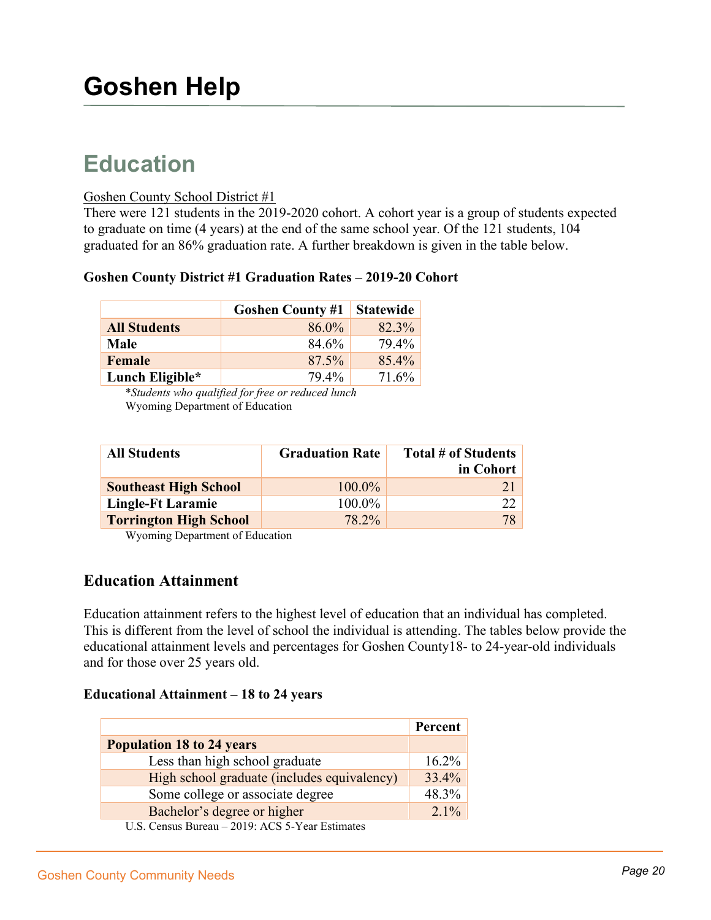# Goshen Help

## Education

Goshen County School District #1

There were 121 students in the 2019-2020 cohort. A cohort year is a group of students expected to graduate on time (4 years) at the end of the same school year. Of the 121 students, 104 graduated for an 86% graduation rate. A further breakdown is given in the table below.

**Goshen County District #1 Graduation Rates – 2019-20 Cohort**

| | Goshen County #1 | Statewide |
|---|---|---|
| **All Students** | 86.0% | 82.3% |
| **Male** | 84.6% | 79.4% |
| **Female** | 87.5% | 85.4% |
| **Lunch Eligible*** | 79.4% | 71.6% |

**Students who qualified for free or reduced lunch*

Wyoming Department of Education

| All Students | Graduation Rate | Total # of Students in Cohort |
|---|---|---|
| **Southeast High School** | 100.0% | 21 |
| **Lingle-Ft Laramie** | 100.0% | 22 |
| **Torrington High School** | 78.2% | 78 |

Wyoming Department of Education

### Education Attainment

Education attainment refers to the highest level of education that an individual has completed. This is different from the level of school the individual is attending. The tables below provide the educational attainment levels and percentages for Goshen County18- to 24-year-old individuals and for those over 25 years old.

**Educational Attainment – 18 to 24 years**

| | Percent |
|---|---|
| **Population 18 to 24 years** | |
| Less than high school graduate | 16.2% |
| High school graduate (includes equivalency) | 33.4% |
| Some college or associate degree | 48.3% |
| Bachelor's degree or higher | 2.1% |

U.S. Census Bureau – 2019: ACS 5-Year Estimates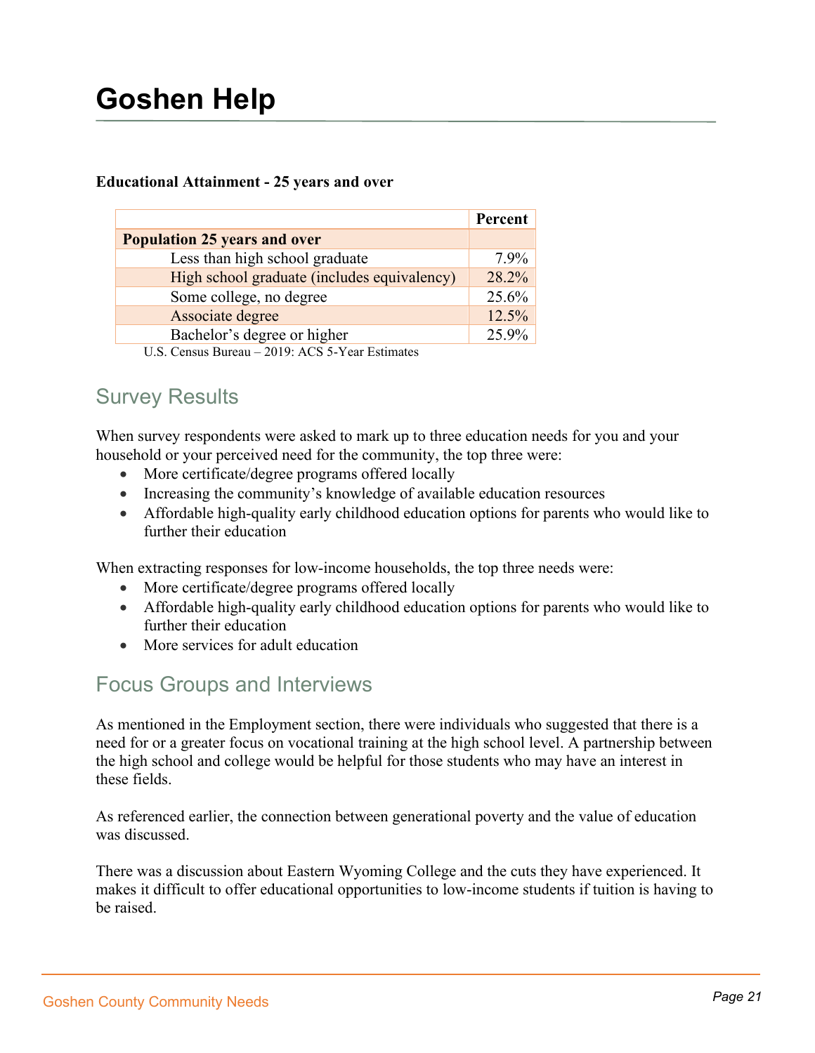# Goshen Help

**Educational Attainment - 25 years and over**

| | Percent |
|---|---|
| **Population 25 years and over** | |
| Less than high school graduate | 7.9% |
| High school graduate (includes equivalency) | 28.2% |
| Some college, no degree | 25.6% |
| Associate degree | 12.5% |
| Bachelor's degree or higher | 25.9% |

U.S. Census Bureau – 2019: ACS 5-Year Estimates

## Survey Results

When survey respondents were asked to mark up to three education needs for you and your household or your perceived need for the community, the top three were:

- More certificate/degree programs offered locally
- Increasing the community's knowledge of available education resources
- Affordable high-quality early childhood education options for parents who would like to further their education

When extracting responses for low-income households, the top three needs were:

- More certificate/degree programs offered locally
- Affordable high-quality early childhood education options for parents who would like to further their education
- More services for adult education

## Focus Groups and Interviews

As mentioned in the Employment section, there were individuals who suggested that there is a need for or a greater focus on vocational training at the high school level. A partnership between the high school and college would be helpful for those students who may have an interest in these fields.

As referenced earlier, the connection between generational poverty and the value of education was discussed.

There was a discussion about Eastern Wyoming College and the cuts they have experienced. It makes it difficult to offer educational opportunities to low-income students if tuition is having to be raised.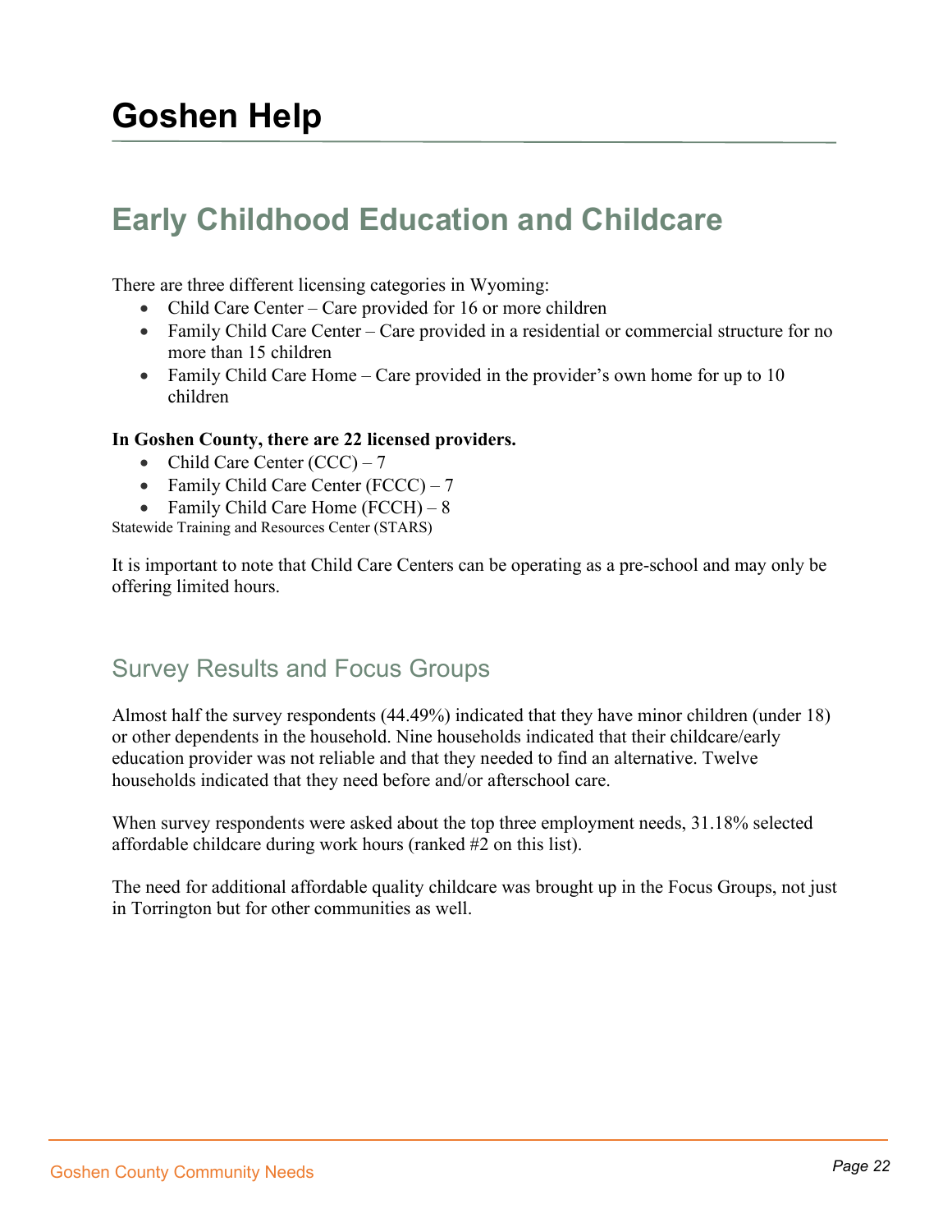# Goshen Help

## Early Childhood Education and Childcare

There are three different licensing categories in Wyoming:

- Child Care Center – Care provided for 16 or more children
- Family Child Care Center – Care provided in a residential or commercial structure for no more than 15 children
- Family Child Care Home – Care provided in the provider's own home for up to 10 children

**In Goshen County, there are 22 licensed providers.**

- Child Care Center (CCC) – 7
- Family Child Care Center (FCCC) – 7
- Family Child Care Home (FCCH) – 8

Statewide Training and Resources Center (STARS)

It is important to note that Child Care Centers can be operating as a pre-school and may only be offering limited hours.

### Survey Results and Focus Groups

Almost half the survey respondents (44.49%) indicated that they have minor children (under 18) or other dependents in the household. Nine households indicated that their childcare/early education provider was not reliable and that they needed to find an alternative. Twelve households indicated that they need before and/or afterschool care.

When survey respondents were asked about the top three employment needs, 31.18% selected affordable childcare during work hours (ranked #2 on this list).

The need for additional affordable quality childcare was brought up in the Focus Groups, not just in Torrington but for other communities as well.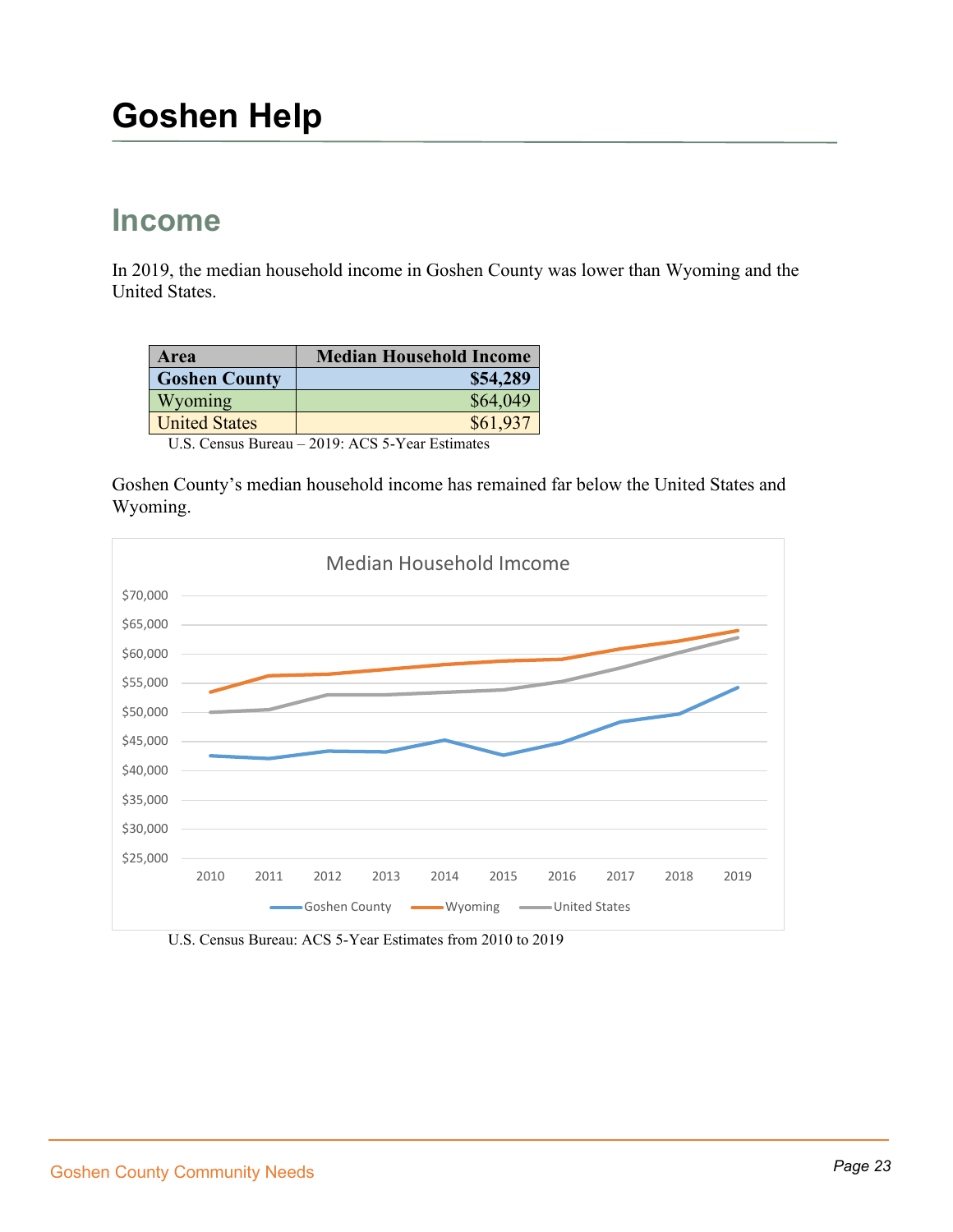# Goshen Help

## Income

In 2019, the median household income in Goshen County was lower than Wyoming and the United States.

| Area | Median Household Income |
|---|---|
| **Goshen County** | **$54,289** |
| Wyoming | $64,049 |
| United States | $61,937 |

U.S. Census Bureau – 2019: ACS 5-Year Estimates

Goshen County's median household income has remained far below the United States and Wyoming.

Median Household Imcome

U.S. Census Bureau: ACS 5-Year Estimates from 2010 to 2019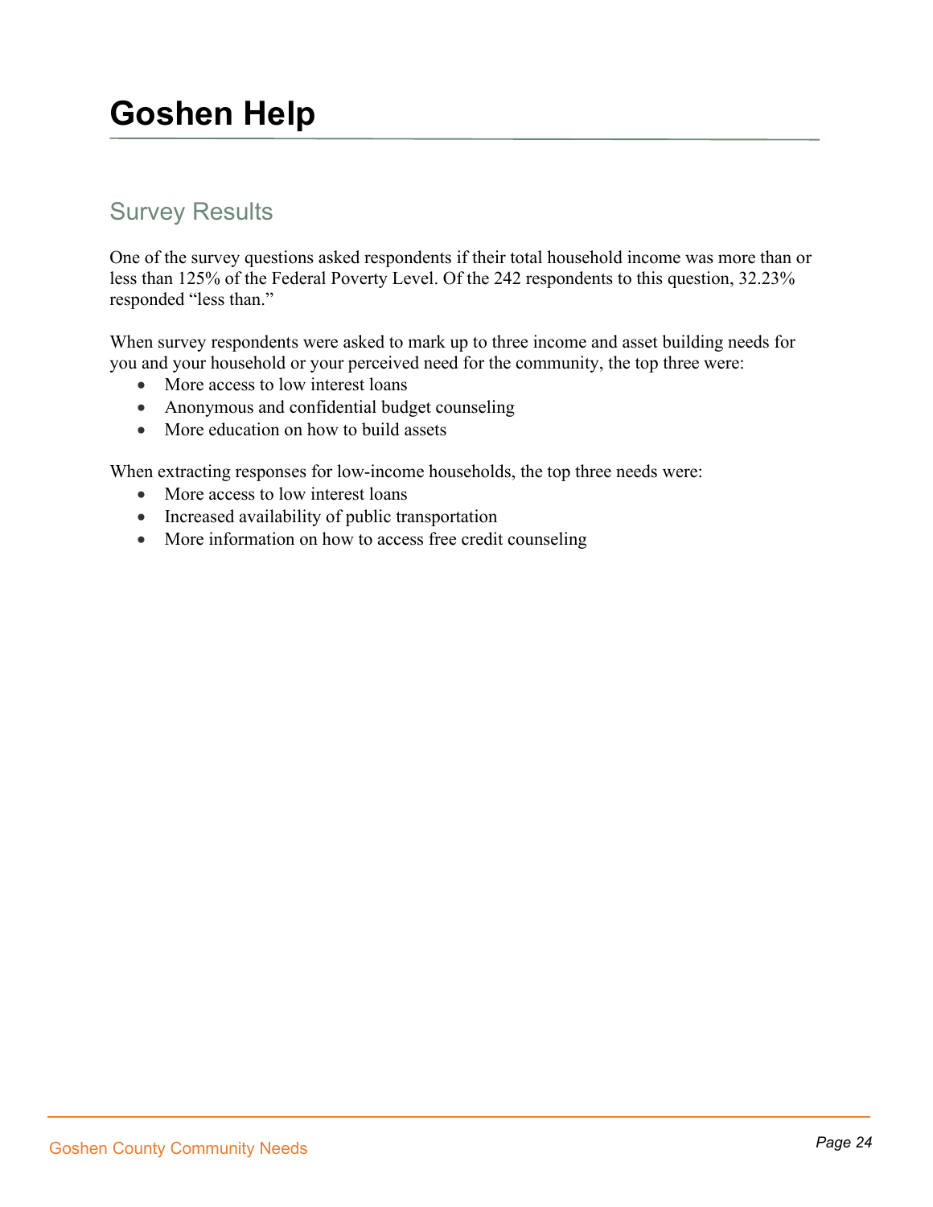# Goshen Help

## Survey Results

One of the survey questions asked respondents if their total household income was more than or less than 125% of the Federal Poverty Level. Of the 242 respondents to this question, 32.23% responded "less than."

When survey respondents were asked to mark up to three income and asset building needs for you and your household or your perceived need for the community, the top three were:

- More access to low interest loans
- Anonymous and confidential budget counseling
- More education on how to build assets

When extracting responses for low-income households, the top three needs were:

- More access to low interest loans
- Increased availability of public transportation
- More information on how to access free credit counseling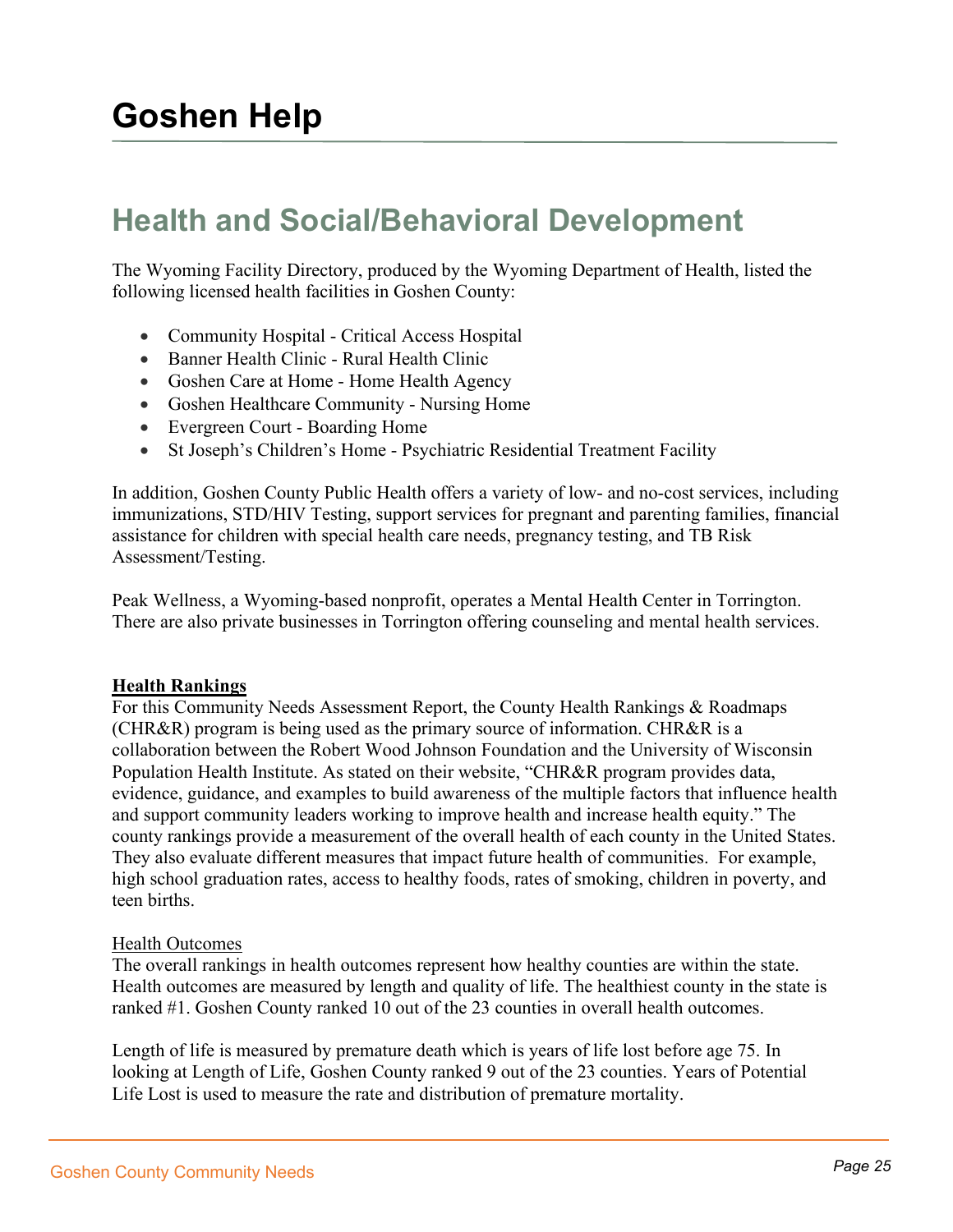# Goshen Help

## Health and Social/Behavioral Development

The Wyoming Facility Directory, produced by the Wyoming Department of Health, listed the following licensed health facilities in Goshen County:

- Community Hospital - Critical Access Hospital
- Banner Health Clinic - Rural Health Clinic
- Goshen Care at Home - Home Health Agency
- Goshen Healthcare Community - Nursing Home
- Evergreen Court - Boarding Home
- St Joseph's Children's Home - Psychiatric Residential Treatment Facility

In addition, Goshen County Public Health offers a variety of low- and no-cost services, including immunizations, STD/HIV Testing, support services for pregnant and parenting families, financial assistance for children with special health care needs, pregnancy testing, and TB Risk Assessment/Testing.

Peak Wellness, a Wyoming-based nonprofit, operates a Mental Health Center in Torrington. There are also private businesses in Torrington offering counseling and mental health services.

**Health Rankings**

For this Community Needs Assessment Report, the County Health Rankings & Roadmaps (CHR&R) program is being used as the primary source of information. CHR&R is a collaboration between the Robert Wood Johnson Foundation and the University of Wisconsin Population Health Institute. As stated on their website, "CHR&R program provides data, evidence, guidance, and examples to build awareness of the multiple factors that influence health and support community leaders working to improve health and increase health equity." The county rankings provide a measurement of the overall health of each county in the United States. They also evaluate different measures that impact future health of communities. For example, high school graduation rates, access to healthy foods, rates of smoking, children in poverty, and teen births.

Health Outcomes

The overall rankings in health outcomes represent how healthy counties are within the state. Health outcomes are measured by length and quality of life. The healthiest county in the state is ranked #1. Goshen County ranked 10 out of the 23 counties in overall health outcomes.

Length of life is measured by premature death which is years of life lost before age 75. In looking at Length of Life, Goshen County ranked 9 out of the 23 counties. Years of Potential Life Lost is used to measure the rate and distribution of premature mortality.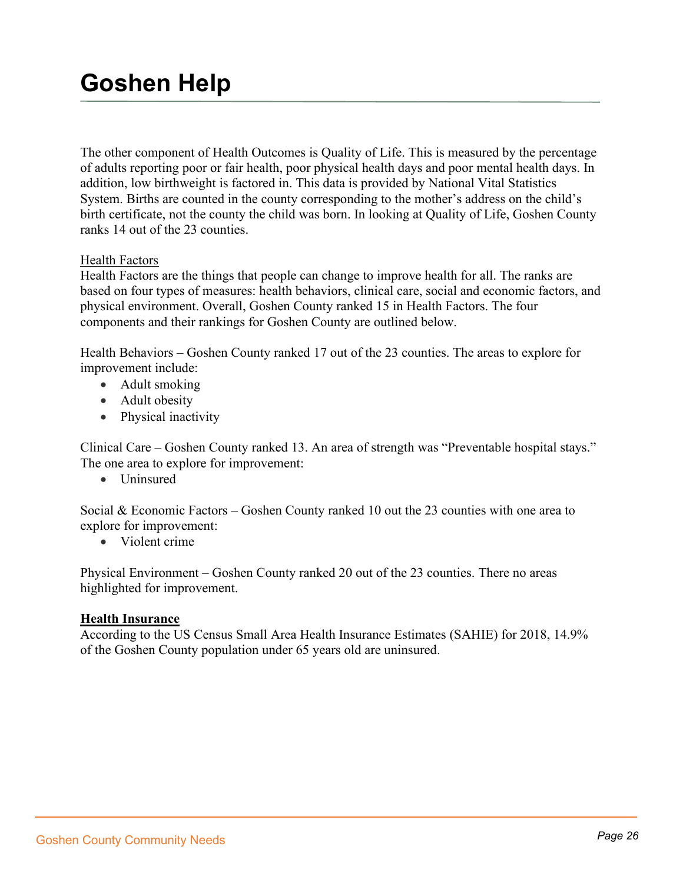# Goshen Help

The other component of Health Outcomes is Quality of Life. This is measured by the percentage of adults reporting poor or fair health, poor physical health days and poor mental health days. In addition, low birthweight is factored in. This data is provided by National Vital Statistics System. Births are counted in the county corresponding to the mother's address on the child's birth certificate, not the county the child was born. In looking at Quality of Life, Goshen County ranks 14 out of the 23 counties.

Health Factors

Health Factors are the things that people can change to improve health for all. The ranks are based on four types of measures: health behaviors, clinical care, social and economic factors, and physical environment. Overall, Goshen County ranked 15 in Health Factors. The four components and their rankings for Goshen County are outlined below.

Health Behaviors – Goshen County ranked 17 out of the 23 counties. The areas to explore for improvement include:

- Adult smoking
- Adult obesity
- Physical inactivity

Clinical Care – Goshen County ranked 13. An area of strength was "Preventable hospital stays." The one area to explore for improvement:

- Uninsured

Social & Economic Factors – Goshen County ranked 10 out the 23 counties with one area to explore for improvement:

- Violent crime

Physical Environment – Goshen County ranked 20 out of the 23 counties. There no areas highlighted for improvement.

**Health Insurance**

According to the US Census Small Area Health Insurance Estimates (SAHIE) for 2018, 14.9% of the Goshen County population under 65 years old are uninsured.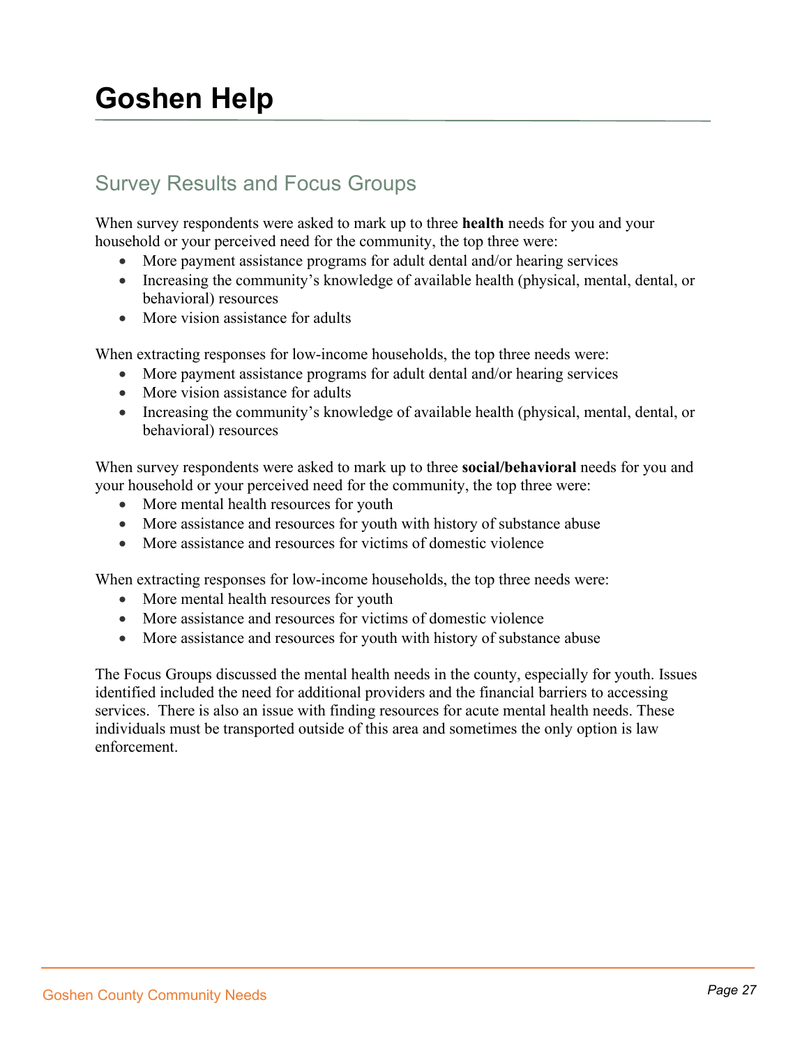# Goshen Help

## Survey Results and Focus Groups

When survey respondents were asked to mark up to three **health** needs for you and your household or your perceived need for the community, the top three were:

- More payment assistance programs for adult dental and/or hearing services
- Increasing the community's knowledge of available health (physical, mental, dental, or behavioral) resources
- More vision assistance for adults

When extracting responses for low-income households, the top three needs were:

- More payment assistance programs for adult dental and/or hearing services
- More vision assistance for adults
- Increasing the community's knowledge of available health (physical, mental, dental, or behavioral) resources

When survey respondents were asked to mark up to three **social/behavioral** needs for you and your household or your perceived need for the community, the top three were:

- More mental health resources for youth
- More assistance and resources for youth with history of substance abuse
- More assistance and resources for victims of domestic violence

When extracting responses for low-income households, the top three needs were:

- More mental health resources for youth
- More assistance and resources for victims of domestic violence
- More assistance and resources for youth with history of substance abuse

The Focus Groups discussed the mental health needs in the county, especially for youth. Issues identified included the need for additional providers and the financial barriers to accessing services. There is also an issue with finding resources for acute mental health needs. These individuals must be transported outside of this area and sometimes the only option is law enforcement.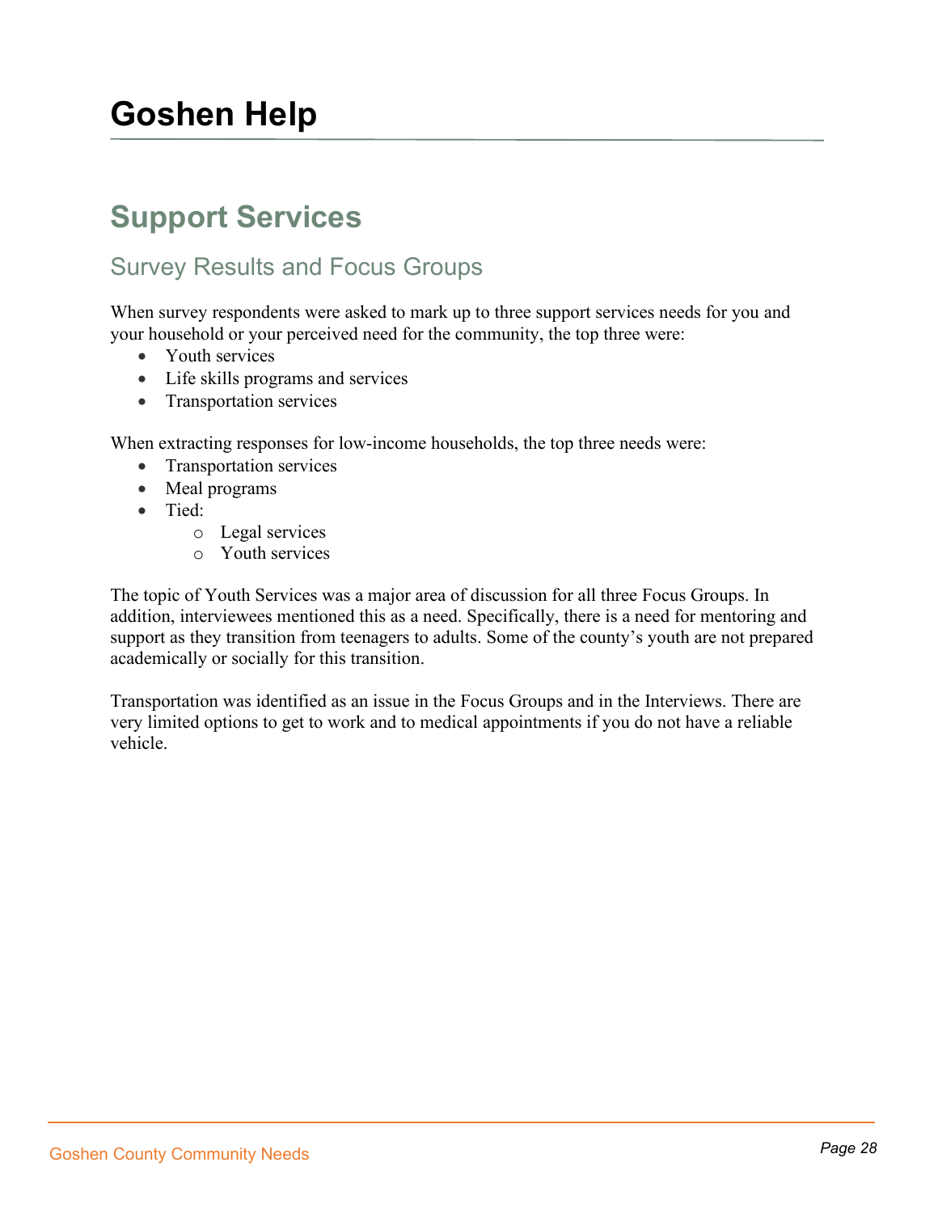# Goshen Help

## Support Services

### Survey Results and Focus Groups

When survey respondents were asked to mark up to three support services needs for you and your household or your perceived need for the community, the top three were:

- Youth services
- Life skills programs and services
- Transportation services

When extracting responses for low-income households, the top three needs were:

- Transportation services
- Meal programs
- Tied:
  - Legal services
  - Youth services

The topic of Youth Services was a major area of discussion for all three Focus Groups. In addition, interviewees mentioned this as a need. Specifically, there is a need for mentoring and support as they transition from teenagers to adults. Some of the county's youth are not prepared academically or socially for this transition.

Transportation was identified as an issue in the Focus Groups and in the Interviews. There are very limited options to get to work and to medical appointments if you do not have a reliable vehicle.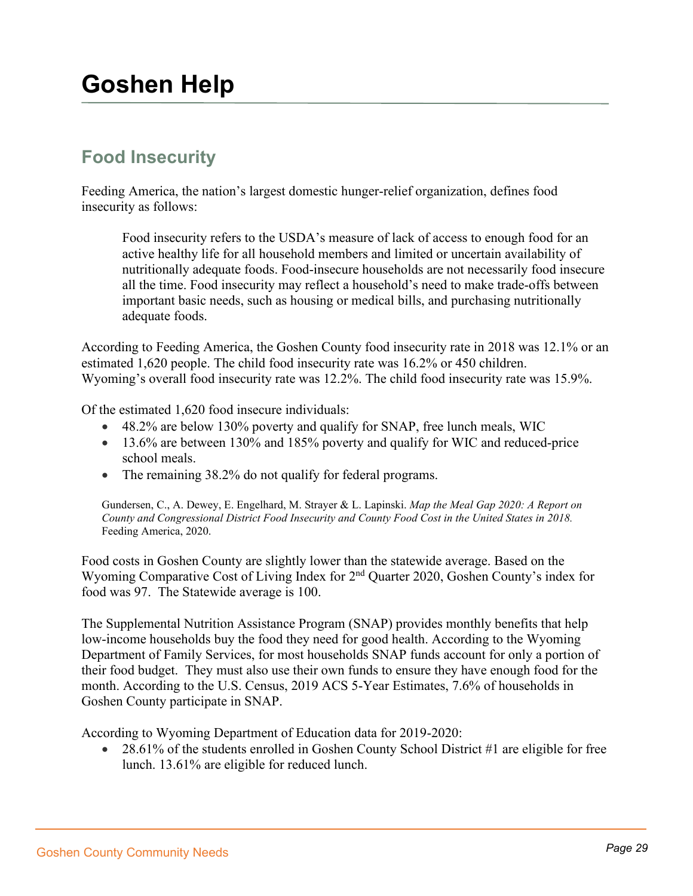# Goshen Help

## Food Insecurity

Feeding America, the nation's largest domestic hunger-relief organization, defines food insecurity as follows:

> Food insecurity refers to the USDA's measure of lack of access to enough food for an active healthy life for all household members and limited or uncertain availability of nutritionally adequate foods. Food-insecure households are not necessarily food insecure all the time. Food insecurity may reflect a household's need to make trade-offs between important basic needs, such as housing or medical bills, and purchasing nutritionally adequate foods.

According to Feeding America, the Goshen County food insecurity rate in 2018 was 12.1% or an estimated 1,620 people. The child food insecurity rate was 16.2% or 450 children. Wyoming's overall food insecurity rate was 12.2%. The child food insecurity rate was 15.9%.

Of the estimated 1,620 food insecure individuals:

- 48.2% are below 130% poverty and qualify for SNAP, free lunch meals, WIC
- 13.6% are between 130% and 185% poverty and qualify for WIC and reduced-price school meals.
- The remaining 38.2% do not qualify for federal programs.

Gundersen, C., A. Dewey, E. Engelhard, M. Strayer & L. Lapinski. *Map the Meal Gap 2020: A Report on County and Congressional District Food Insecurity and County Food Cost in the United States in 2018.* Feeding America, 2020.

Food costs in Goshen County are slightly lower than the statewide average. Based on the Wyoming Comparative Cost of Living Index for 2nd Quarter 2020, Goshen County's index for food was 97. The Statewide average is 100.

The Supplemental Nutrition Assistance Program (SNAP) provides monthly benefits that help low-income households buy the food they need for good health. According to the Wyoming Department of Family Services, for most households SNAP funds account for only a portion of their food budget. They must also use their own funds to ensure they have enough food for the month. According to the U.S. Census, 2019 ACS 5-Year Estimates, 7.6% of households in Goshen County participate in SNAP.

According to Wyoming Department of Education data for 2019-2020:

- 28.61% of the students enrolled in Goshen County School District #1 are eligible for free lunch. 13.61% are eligible for reduced lunch.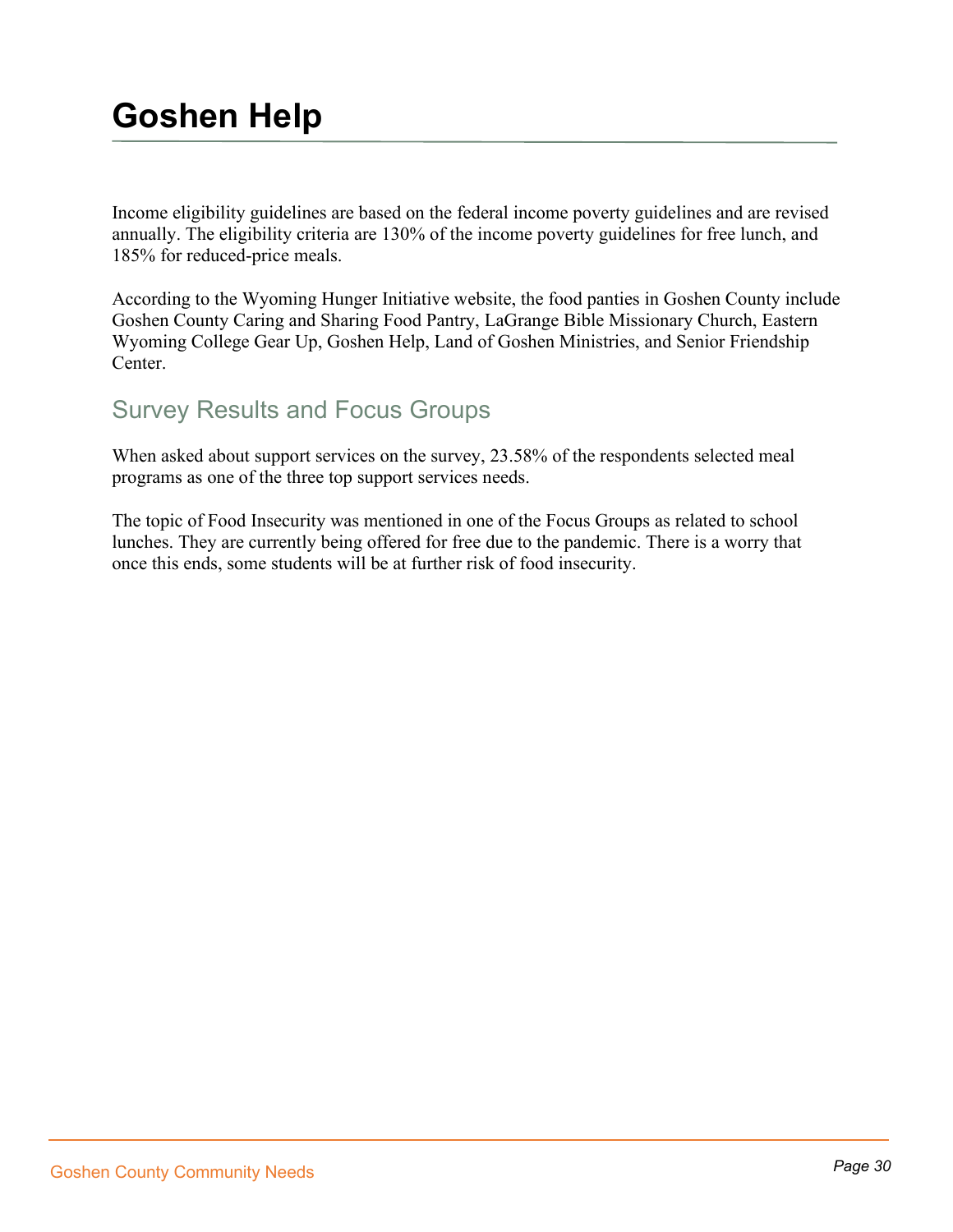# Goshen Help

Income eligibility guidelines are based on the federal income poverty guidelines and are revised annually. The eligibility criteria are 130% of the income poverty guidelines for free lunch, and 185% for reduced-price meals.

According to the Wyoming Hunger Initiative website, the food panties in Goshen County include Goshen County Caring and Sharing Food Pantry, LaGrange Bible Missionary Church, Eastern Wyoming College Gear Up, Goshen Help, Land of Goshen Ministries, and Senior Friendship Center.

## Survey Results and Focus Groups

When asked about support services on the survey, 23.58% of the respondents selected meal programs as one of the three top support services needs.

The topic of Food Insecurity was mentioned in one of the Focus Groups as related to school lunches. They are currently being offered for free due to the pandemic. There is a worry that once this ends, some students will be at further risk of food insecurity.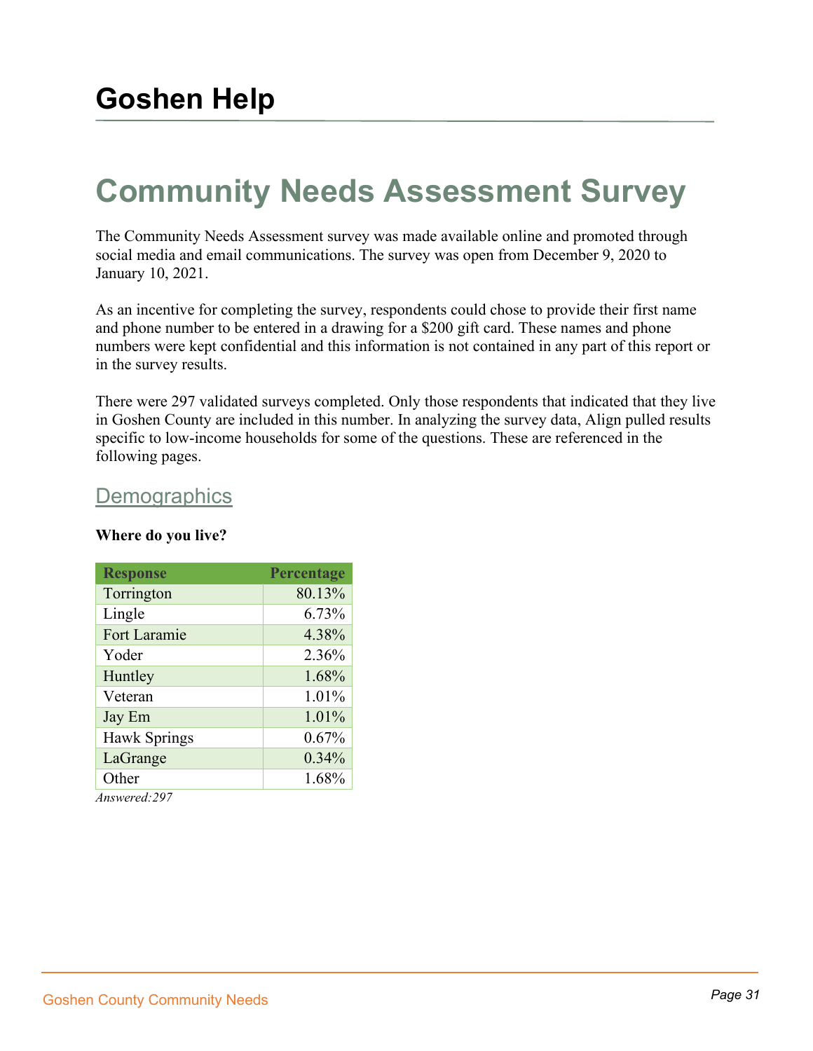# Goshen Help

# Community Needs Assessment Survey

The Community Needs Assessment survey was made available online and promoted through social media and email communications. The survey was open from December 9, 2020 to January 10, 2021.

As an incentive for completing the survey, respondents could chose to provide their first name and phone number to be entered in a drawing for a $200 gift card. These names and phone numbers were kept confidential and this information is not contained in any part of this report or in the survey results.

There were 297 validated surveys completed. Only those respondents that indicated that they live in Goshen County are included in this number. In analyzing the survey data, Align pulled results specific to low-income households for some of the questions. These are referenced in the following pages.

## Demographics

**Where do you live?**

| Response | Percentage |
|---|---|
| Torrington | 80.13% |
| Lingle | 6.73% |
| Fort Laramie | 4.38% |
| Yoder | 2.36% |
| Huntley | 1.68% |
| Veteran | 1.01% |
| Jay Em | 1.01% |
| Hawk Springs | 0.67% |
| LaGrange | 0.34% |
| Other | 1.68% |

*Answered:297*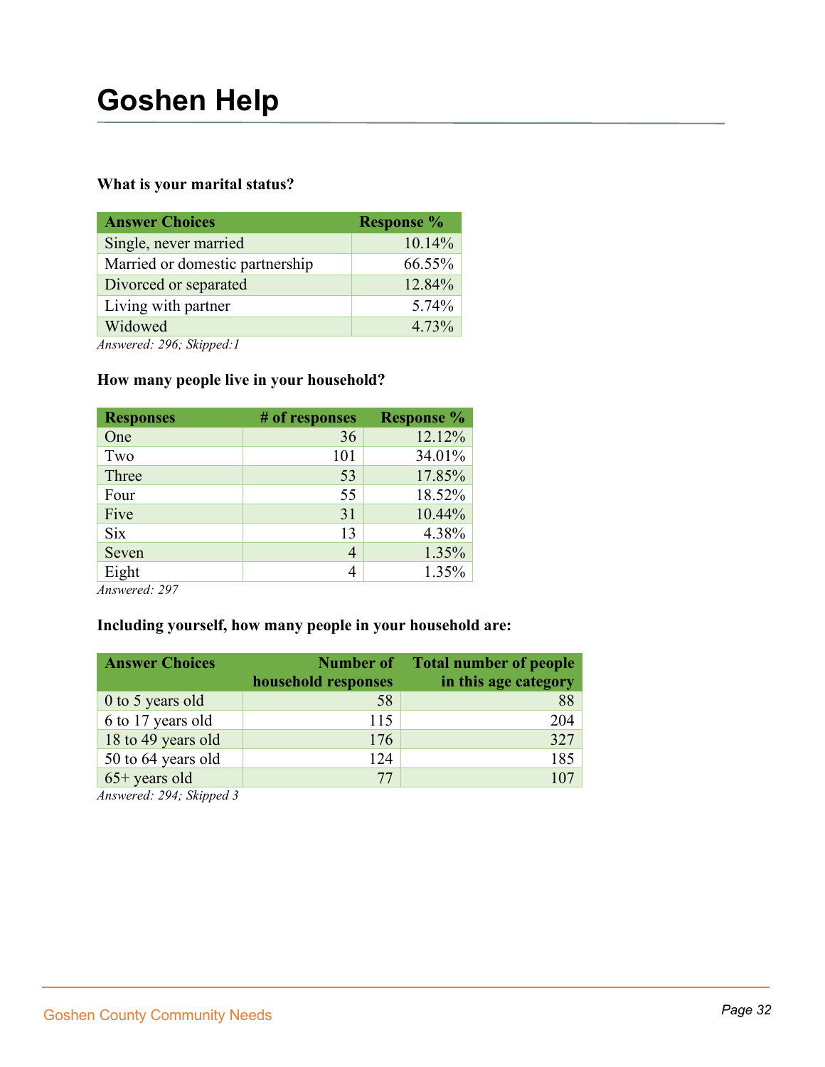# Goshen Help

**What is your marital status?**

| Answer Choices | Response % |
|---|---|
| Single, never married | 10.14% |
| Married or domestic partnership | 66.55% |
| Divorced or separated | 12.84% |
| Living with partner | 5.74% |
| Widowed | 4.73% |

*Answered: 296; Skipped:1*

**How many people live in your household?**

| Responses | # of responses | Response % |
|---|---|---|
| One | 36 | 12.12% |
| Two | 101 | 34.01% |
| Three | 53 | 17.85% |
| Four | 55 | 18.52% |
| Five | 31 | 10.44% |
| Six | 13 | 4.38% |
| Seven | 4 | 1.35% |
| Eight | 4 | 1.35% |

*Answered: 297*

**Including yourself, how many people in your household are:**

| Answer Choices | Number of household responses | Total number of people in this age category |
|---|---|---|
| 0 to 5 years old | 58 | 88 |
| 6 to 17 years old | 115 | 204 |
| 18 to 49 years old | 176 | 327 |
| 50 to 64 years old | 124 | 185 |
| 65+ years old | 77 | 107 |

*Answered: 294; Skipped 3*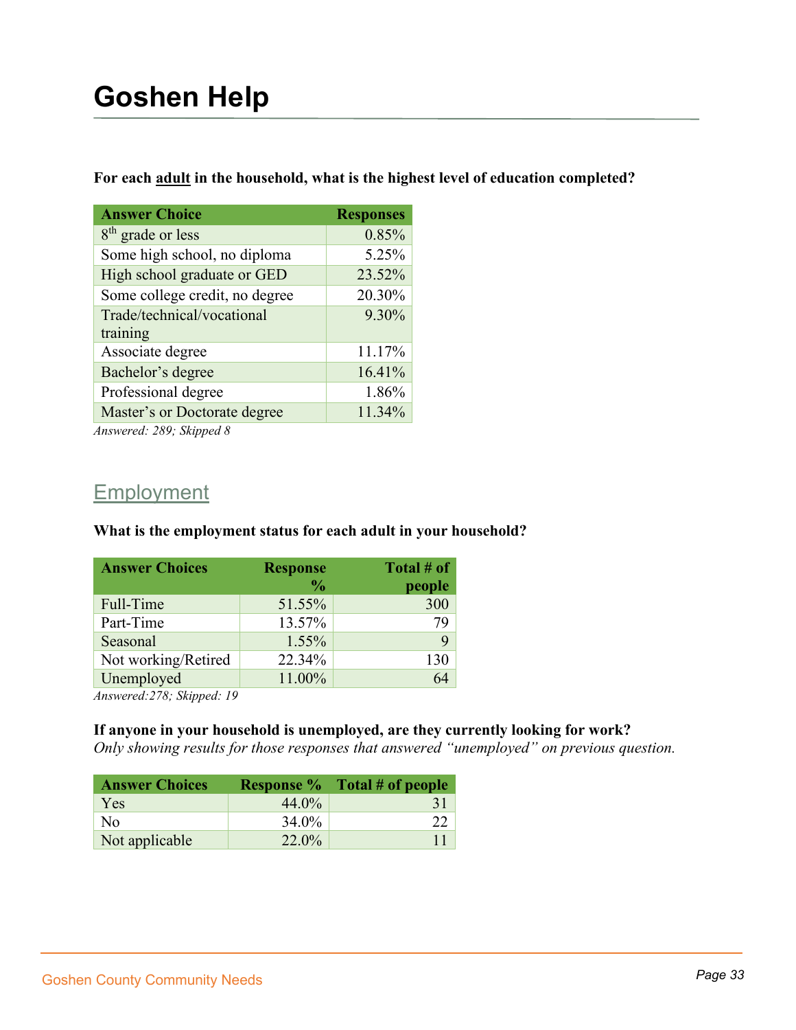# Goshen Help

**For each adult in the household, what is the highest level of education completed?**

| Answer Choice | Responses |
|---|---|
| 8th grade or less | 0.85% |
| Some high school, no diploma | 5.25% |
| High school graduate or GED | 23.52% |
| Some college credit, no degree | 20.30% |
| Trade/technical/vocational training | 9.30% |
| Associate degree | 11.17% |
| Bachelor's degree | 16.41% |
| Professional degree | 1.86% |
| Master's or Doctorate degree | 11.34% |

*Answered: 289; Skipped 8*

## Employment

**What is the employment status for each adult in your household?**

| Answer Choices | Response % | Total # of people |
|---|---|---|
| Full-Time | 51.55% | 300 |
| Part-Time | 13.57% | 79 |
| Seasonal | 1.55% | 9 |
| Not working/Retired | 22.34% | 130 |
| Unemployed | 11.00% | 64 |

*Answered:278; Skipped: 19*

**If anyone in your household is unemployed, are they currently looking for work?**
*Only showing results for those responses that answered "unemployed" on previous question.*

| Answer Choices | Response % | Total # of people |
|---|---|---|
| Yes | 44.0% | 31 |
| No | 34.0% | 22 |
| Not applicable | 22.0% | 11 |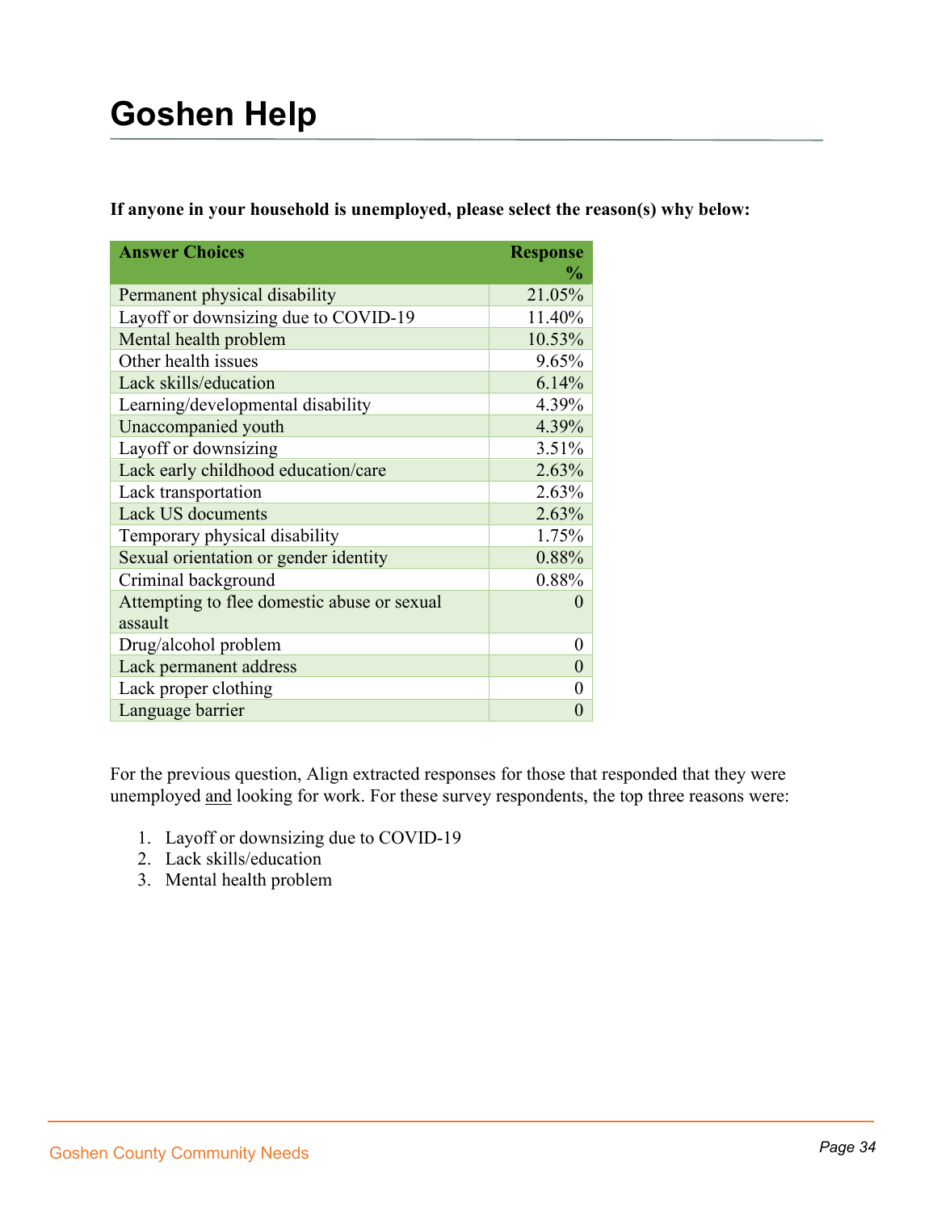# Goshen Help

**If anyone in your household is unemployed, please select the reason(s) why below:**

| Answer Choices | Response % |
|---|---|
| Permanent physical disability | 21.05% |
| Layoff or downsizing due to COVID-19 | 11.40% |
| Mental health problem | 10.53% |
| Other health issues | 9.65% |
| Lack skills/education | 6.14% |
| Learning/developmental disability | 4.39% |
| Unaccompanied youth | 4.39% |
| Layoff or downsizing | 3.51% |
| Lack early childhood education/care | 2.63% |
| Lack transportation | 2.63% |
| Lack US documents | 2.63% |
| Temporary physical disability | 1.75% |
| Sexual orientation or gender identity | 0.88% |
| Criminal background | 0.88% |
| Attempting to flee domestic abuse or sexual assault | 0 |
| Drug/alcohol problem | 0 |
| Lack permanent address | 0 |
| Lack proper clothing | 0 |
| Language barrier | 0 |

For the previous question, Align extracted responses for those that responded that they were unemployed and looking for work. For these survey respondents, the top three reasons were:

1. Layoff or downsizing due to COVID-19
2. Lack skills/education
3. Mental health problem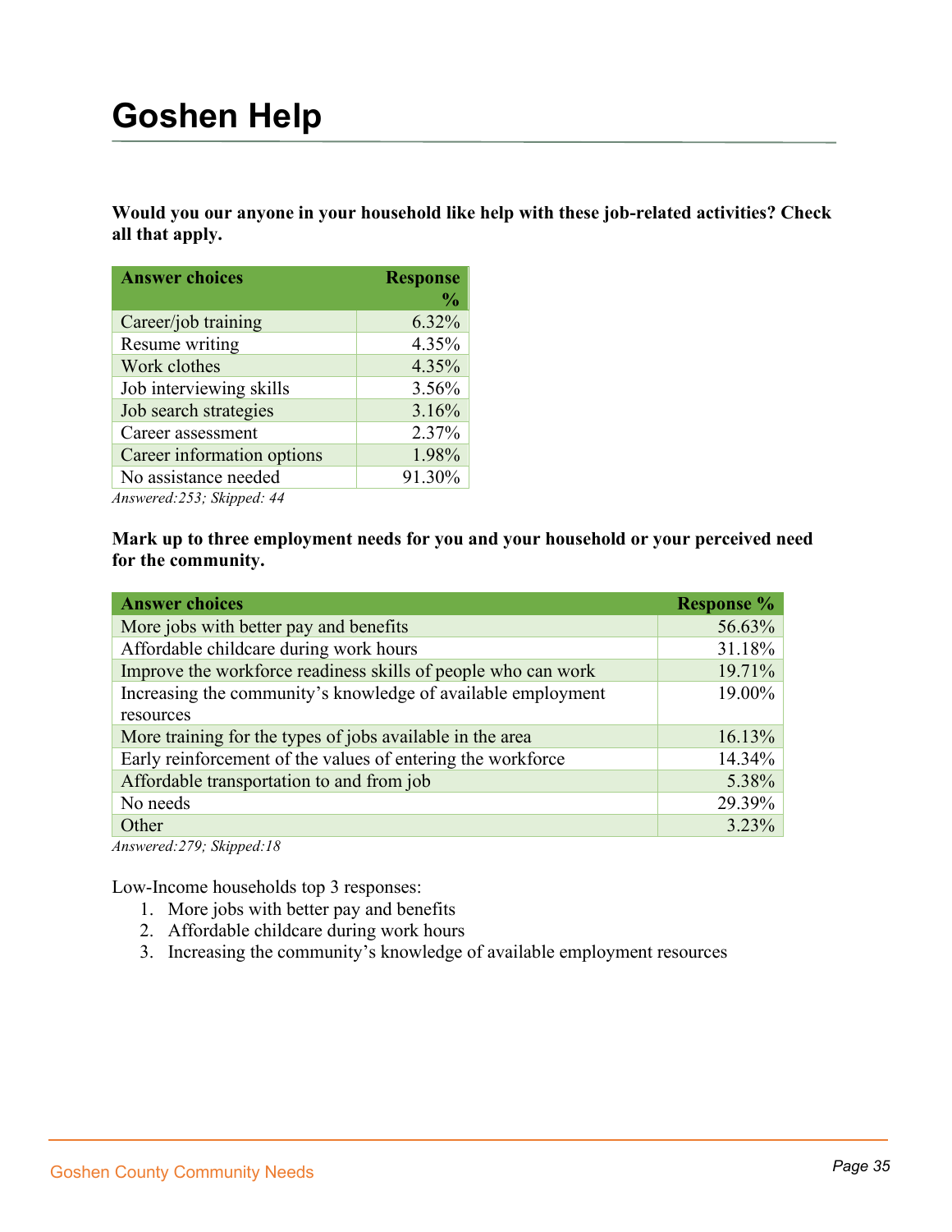# Goshen Help

**Would you our anyone in your household like help with these job-related activities? Check all that apply.**

| Answer choices | Response % |
|---|---|
| Career/job training | 6.32% |
| Resume writing | 4.35% |
| Work clothes | 4.35% |
| Job interviewing skills | 3.56% |
| Job search strategies | 3.16% |
| Career assessment | 2.37% |
| Career information options | 1.98% |
| No assistance needed | 91.30% |

*Answered:253; Skipped: 44*

**Mark up to three employment needs for you and your household or your perceived need for the community.**

| Answer choices | Response % |
|---|---|
| More jobs with better pay and benefits | 56.63% |
| Affordable childcare during work hours | 31.18% |
| Improve the workforce readiness skills of people who can work | 19.71% |
| Increasing the community's knowledge of available employment resources | 19.00% |
| More training for the types of jobs available in the area | 16.13% |
| Early reinforcement of the values of entering the workforce | 14.34% |
| Affordable transportation to and from job | 5.38% |
| No needs | 29.39% |
| Other | 3.23% |

*Answered:279; Skipped:18*

Low-Income households top 3 responses:

1. More jobs with better pay and benefits
2. Affordable childcare during work hours
3. Increasing the community's knowledge of available employment resources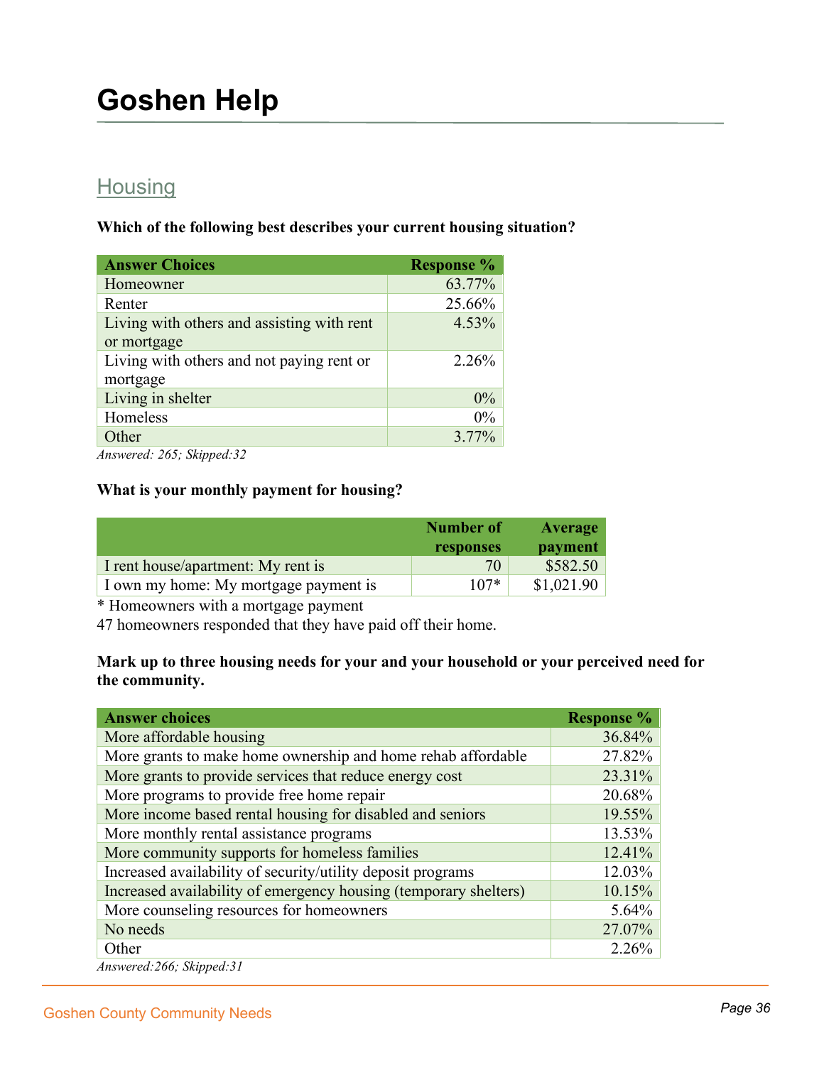# Goshen Help

## Housing

**Which of the following best describes your current housing situation?**

| Answer Choices | Response % |
|---|---|
| Homeowner | 63.77% |
| Renter | 25.66% |
| Living with others and assisting with rent or mortgage | 4.53% |
| Living with others and not paying rent or mortgage | 2.26% |
| Living in shelter | 0% |
| Homeless | 0% |
| Other | 3.77% |

*Answered: 265; Skipped:32*

**What is your monthly payment for housing?**

| | Number of responses | Average payment |
|---|---|---|
| I rent house/apartment: My rent is | 70 | $582.50 |
| I own my home: My mortgage payment is | 107* | $1,021.90 |

* Homeowners with a mortgage payment

47 homeowners responded that they have paid off their home.

**Mark up to three housing needs for your and your household or your perceived need for the community.**

| Answer choices | Response % |
|---|---|
| More affordable housing | 36.84% |
| More grants to make home ownership and home rehab affordable | 27.82% |
| More grants to provide services that reduce energy cost | 23.31% |
| More programs to provide free home repair | 20.68% |
| More income based rental housing for disabled and seniors | 19.55% |
| More monthly rental assistance programs | 13.53% |
| More community supports for homeless families | 12.41% |
| Increased availability of security/utility deposit programs | 12.03% |
| Increased availability of emergency housing (temporary shelters) | 10.15% |
| More counseling resources for homeowners | 5.64% |
| No needs | 27.07% |
| Other | 2.26% |

*Answered:266; Skipped:31*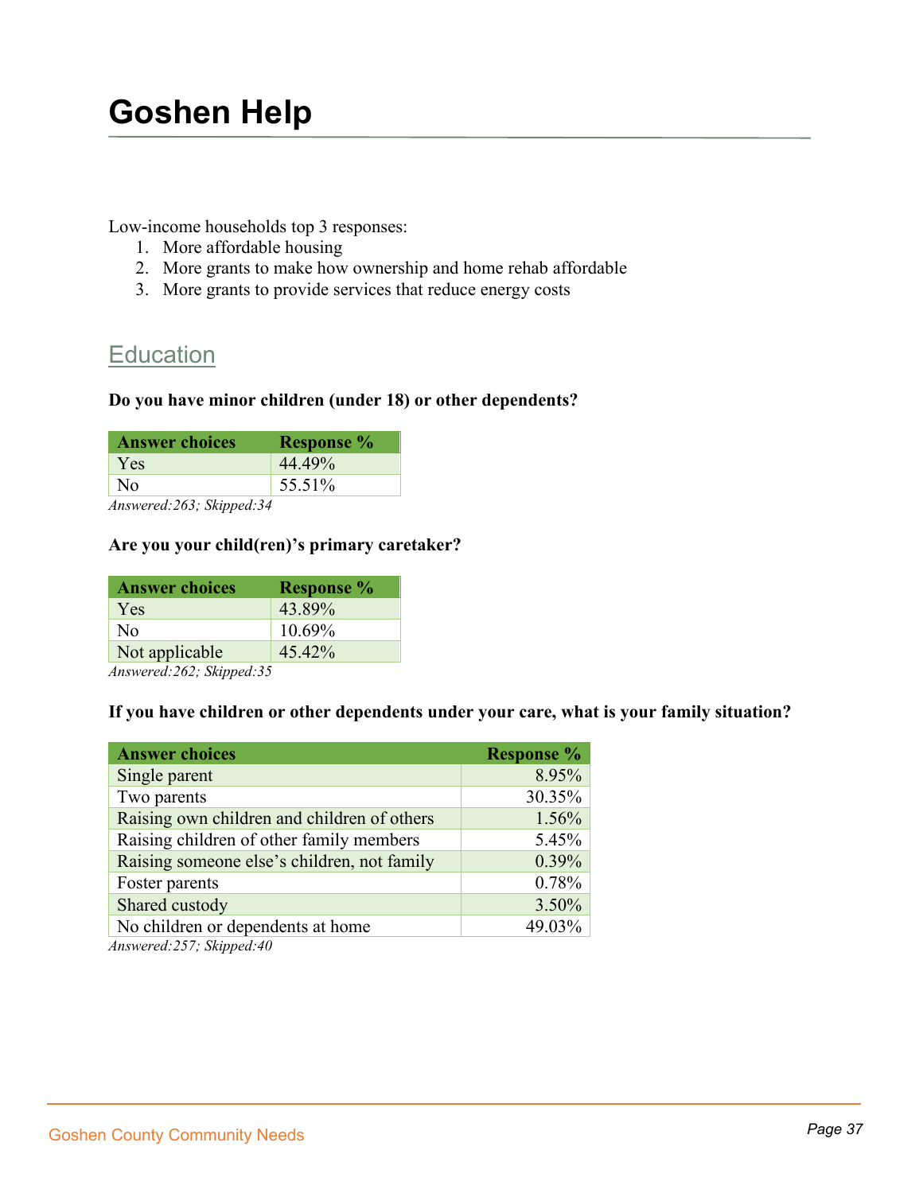# Goshen Help

Low-income households top 3 responses:

1. More affordable housing
2. More grants to make how ownership and home rehab affordable
3. More grants to provide services that reduce energy costs

## Education

**Do you have minor children (under 18) or other dependents?**

| Answer choices | Response % |
|---|---|
| Yes | 44.49% |
| No | 55.51% |

*Answered:263; Skipped:34*

**Are you your child(ren)'s primary caretaker?**

| Answer choices | Response % |
|---|---|
| Yes | 43.89% |
| No | 10.69% |
| Not applicable | 45.42% |

*Answered:262; Skipped:35*

**If you have children or other dependents under your care, what is your family situation?**

| Answer choices | Response % |
|---|---|
| Single parent | 8.95% |
| Two parents | 30.35% |
| Raising own children and children of others | 1.56% |
| Raising children of other family members | 5.45% |
| Raising someone else's children, not family | 0.39% |
| Foster parents | 0.78% |
| Shared custody | 3.50% |
| No children or dependents at home | 49.03% |

*Answered:257; Skipped:40*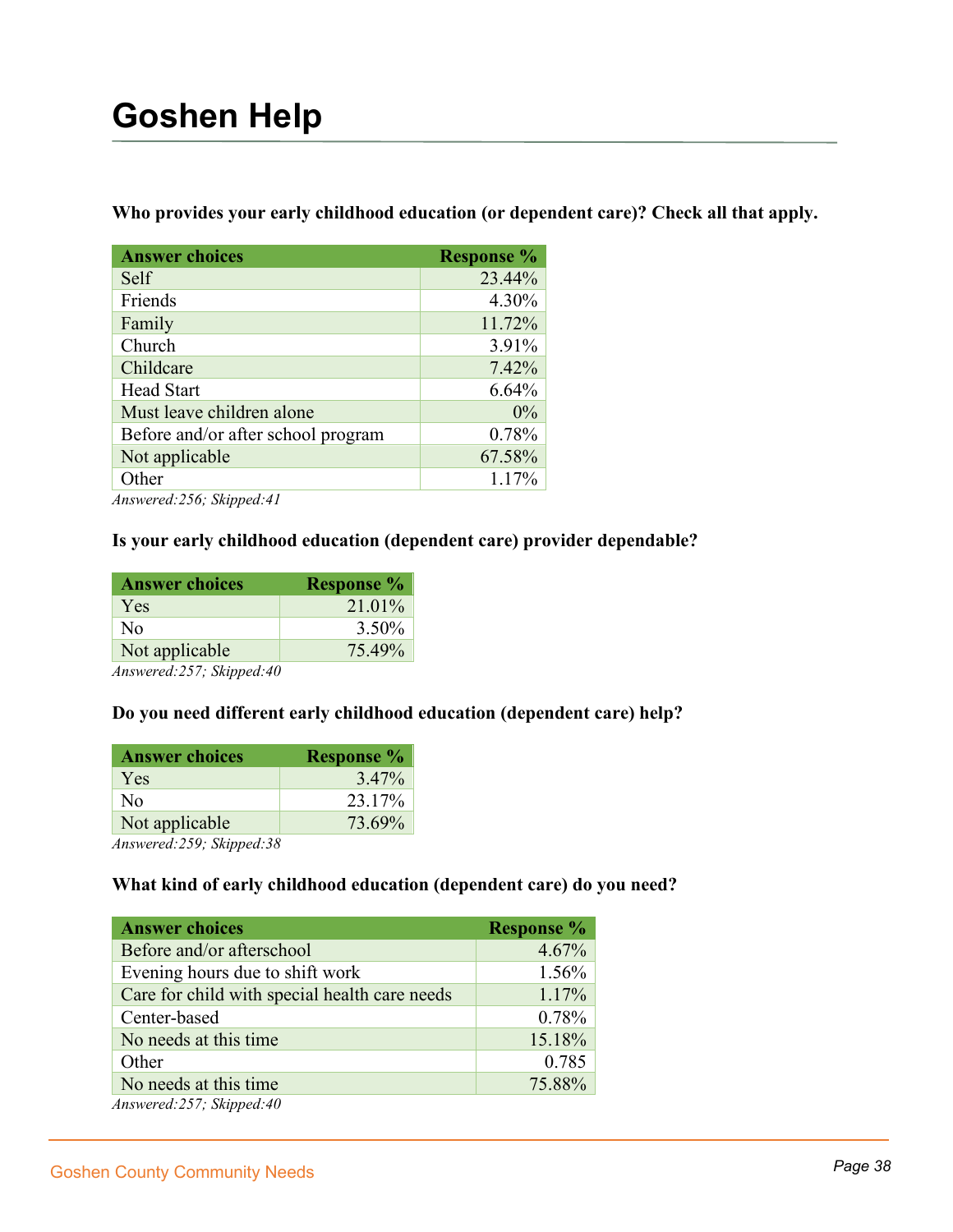# Goshen Help

**Who provides your early childhood education (or dependent care)? Check all that apply.**

| Answer choices | Response % |
| --- | --- |
| Self | 23.44% |
| Friends | 4.30% |
| Family | 11.72% |
| Church | 3.91% |
| Childcare | 7.42% |
| Head Start | 6.64% |
| Must leave children alone | 0% |
| Before and/or after school program | 0.78% |
| Not applicable | 67.58% |
| Other | 1.17% |

*Answered:256; Skipped:41*

**Is your early childhood education (dependent care) provider dependable?**

| Answer choices | Response % |
| --- | --- |
| Yes | 21.01% |
| No | 3.50% |
| Not applicable | 75.49% |

*Answered:257; Skipped:40*

**Do you need different early childhood education (dependent care) help?**

| Answer choices | Response % |
| --- | --- |
| Yes | 3.47% |
| No | 23.17% |
| Not applicable | 73.69% |

*Answered:259; Skipped:38*

**What kind of early childhood education (dependent care) do you need?**

| Answer choices | Response % |
| --- | --- |
| Before and/or afterschool | 4.67% |
| Evening hours due to shift work | 1.56% |
| Care for child with special health care needs | 1.17% |
| Center-based | 0.78% |
| No needs at this time | 15.18% |
| Other | 0.785 |
| No needs at this time | 75.88% |

*Answered:257; Skipped:40*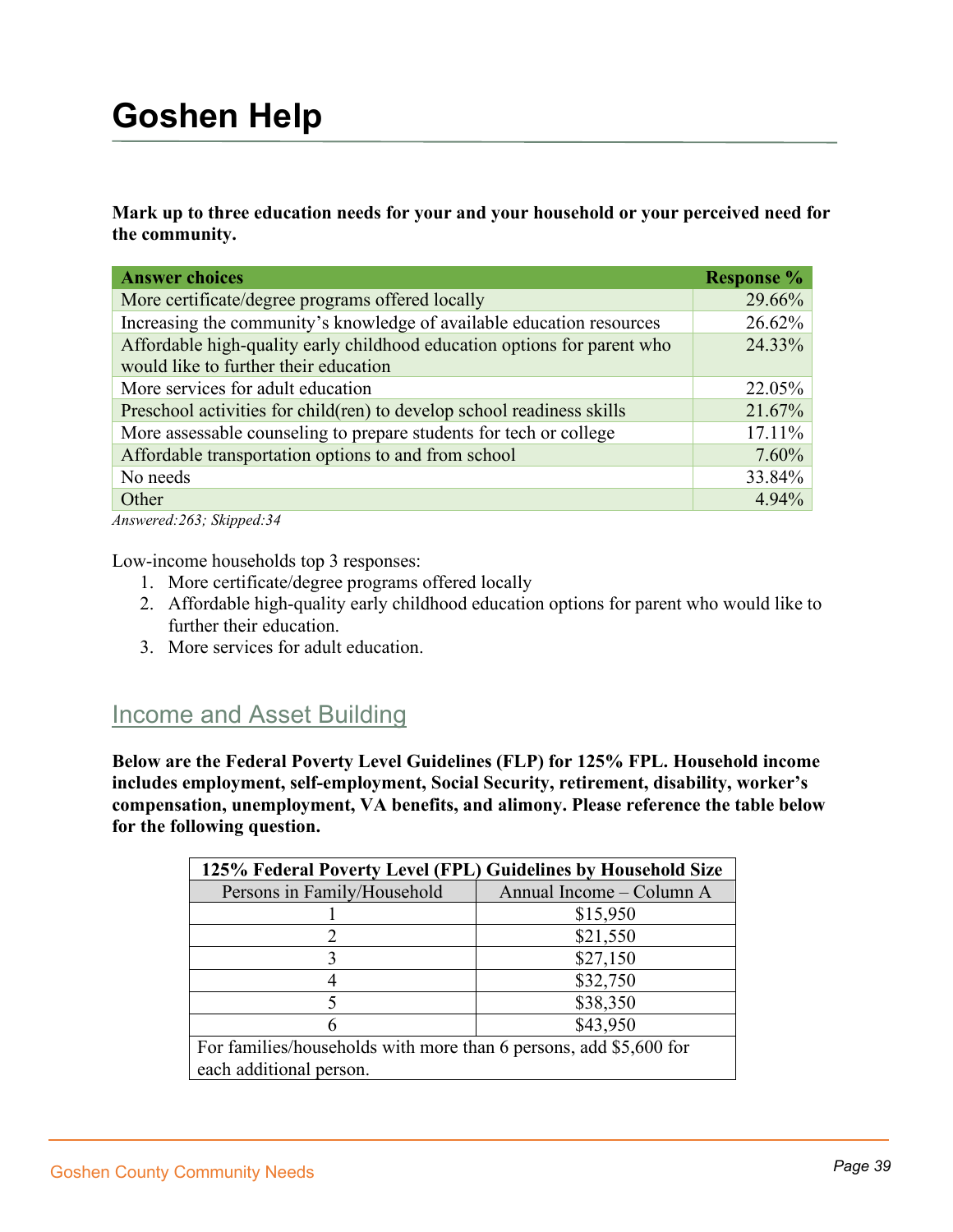# Goshen Help

**Mark up to three education needs for your and your household or your perceived need for the community.**

| Answer choices | Response % |
|---|---|
| More certificate/degree programs offered locally | 29.66% |
| Increasing the community's knowledge of available education resources | 26.62% |
| Affordable high-quality early childhood education options for parent who would like to further their education | 24.33% |
| More services for adult education | 22.05% |
| Preschool activities for child(ren) to develop school readiness skills | 21.67% |
| More assessable counseling to prepare students for tech or college | 17.11% |
| Affordable transportation options to and from school | 7.60% |
| No needs | 33.84% |
| Other | 4.94% |

*Answered:263; Skipped:34*

Low-income households top 3 responses:

1. More certificate/degree programs offered locally
2. Affordable high-quality early childhood education options for parent who would like to further their education.
3. More services for adult education.

## Income and Asset Building

**Below are the Federal Poverty Level Guidelines (FLP) for 125% FPL. Household income includes employment, self-employment, Social Security, retirement, disability, worker's compensation, unemployment, VA benefits, and alimony. Please reference the table below for the following question.**

| 125% Federal Poverty Level (FPL) Guidelines by Household Size | |
|---|---|
| Persons in Family/Household | Annual Income – Column A |
| 1 | $15,950 |
| 2 | $21,550 |
| 3 | $27,150 |
| 4 | $32,750 |
| 5 | $38,350 |
| 6 | $43,950 |
| For families/households with more than 6 persons, add $5,600 for each additional person. | |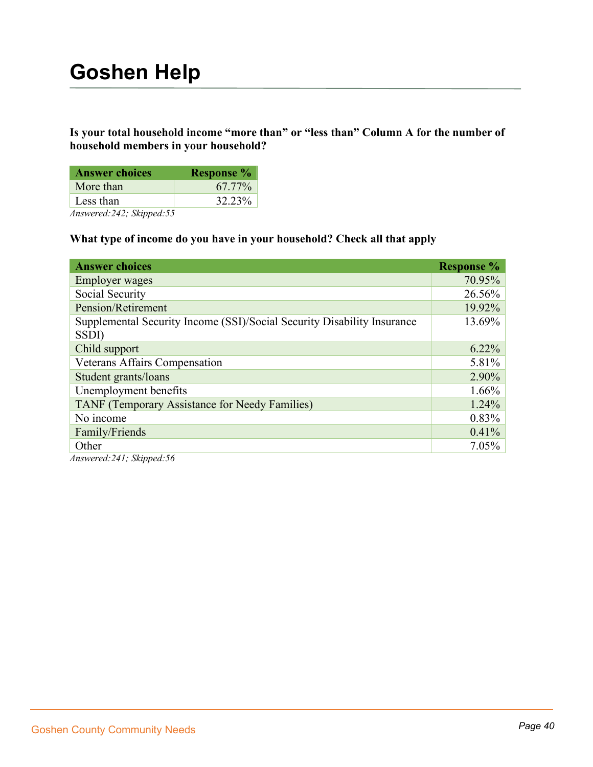# Goshen Help

**Is your total household income "more than" or "less than" Column A for the number of household members in your household?**

| Answer choices | Response % |
|---|---|
| More than | 67.77% |
| Less than | 32.23% |

*Answered:242; Skipped:55*

**What type of income do you have in your household? Check all that apply**

| Answer choices | Response % |
|---|---|
| Employer wages | 70.95% |
| Social Security | 26.56% |
| Pension/Retirement | 19.92% |
| Supplemental Security Income (SSI)/Social Security Disability Insurance SSDI) | 13.69% |
| Child support | 6.22% |
| Veterans Affairs Compensation | 5.81% |
| Student grants/loans | 2.90% |
| Unemployment benefits | 1.66% |
| TANF (Temporary Assistance for Needy Families) | 1.24% |
| No income | 0.83% |
| Family/Friends | 0.41% |
| Other | 7.05% |

*Answered:241; Skipped:56*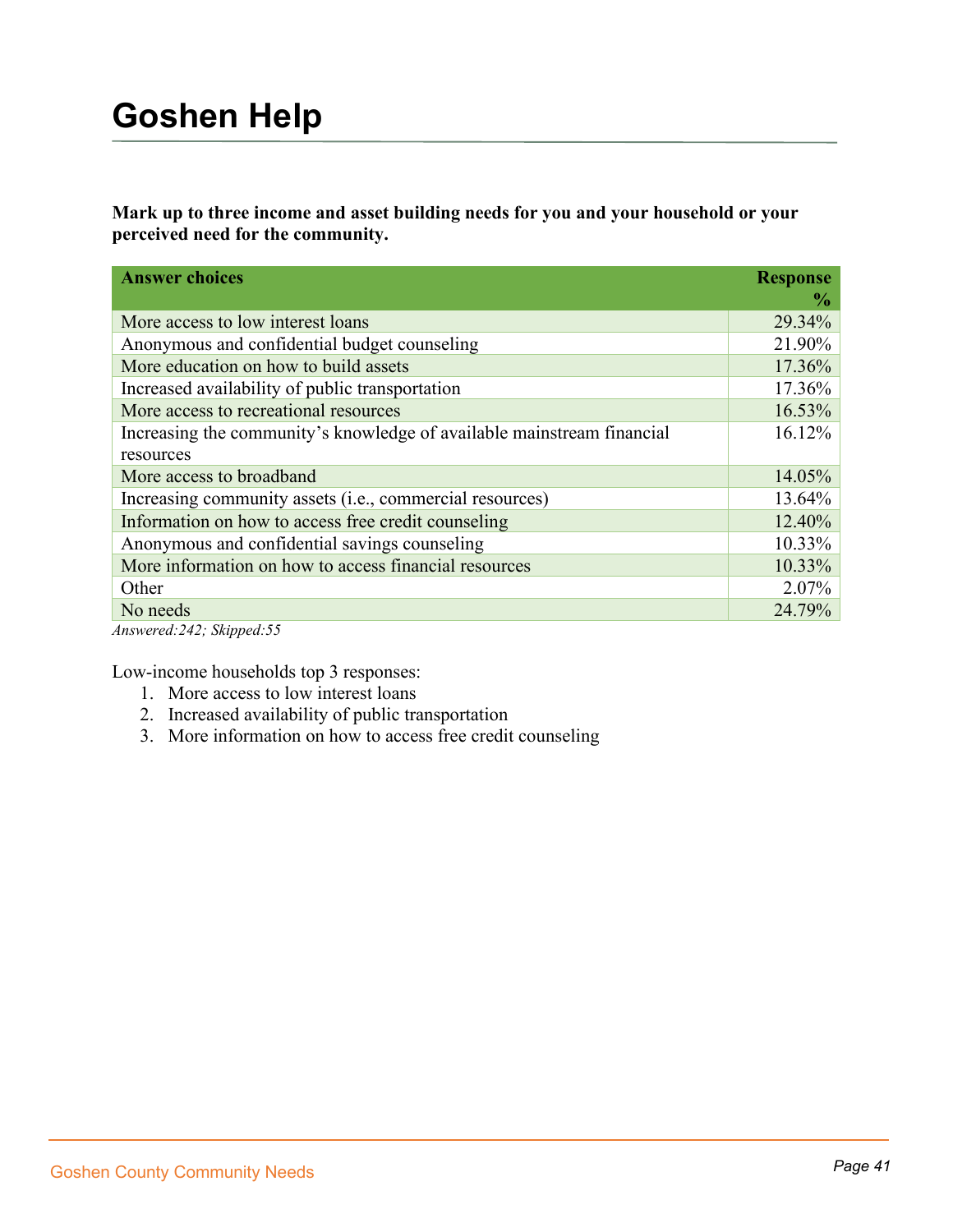# Goshen Help

**Mark up to three income and asset building needs for you and your household or your perceived need for the community.**

| Answer choices | Response % |
|---|---|
| More access to low interest loans | 29.34% |
| Anonymous and confidential budget counseling | 21.90% |
| More education on how to build assets | 17.36% |
| Increased availability of public transportation | 17.36% |
| More access to recreational resources | 16.53% |
| Increasing the community's knowledge of available mainstream financial resources | 16.12% |
| More access to broadband | 14.05% |
| Increasing community assets (i.e., commercial resources) | 13.64% |
| Information on how to access free credit counseling | 12.40% |
| Anonymous and confidential savings counseling | 10.33% |
| More information on how to access financial resources | 10.33% |
| Other | 2.07% |
| No needs | 24.79% |

*Answered:242; Skipped:55*

Low-income households top 3 responses:

1. More access to low interest loans
2. Increased availability of public transportation
3. More information on how to access free credit counseling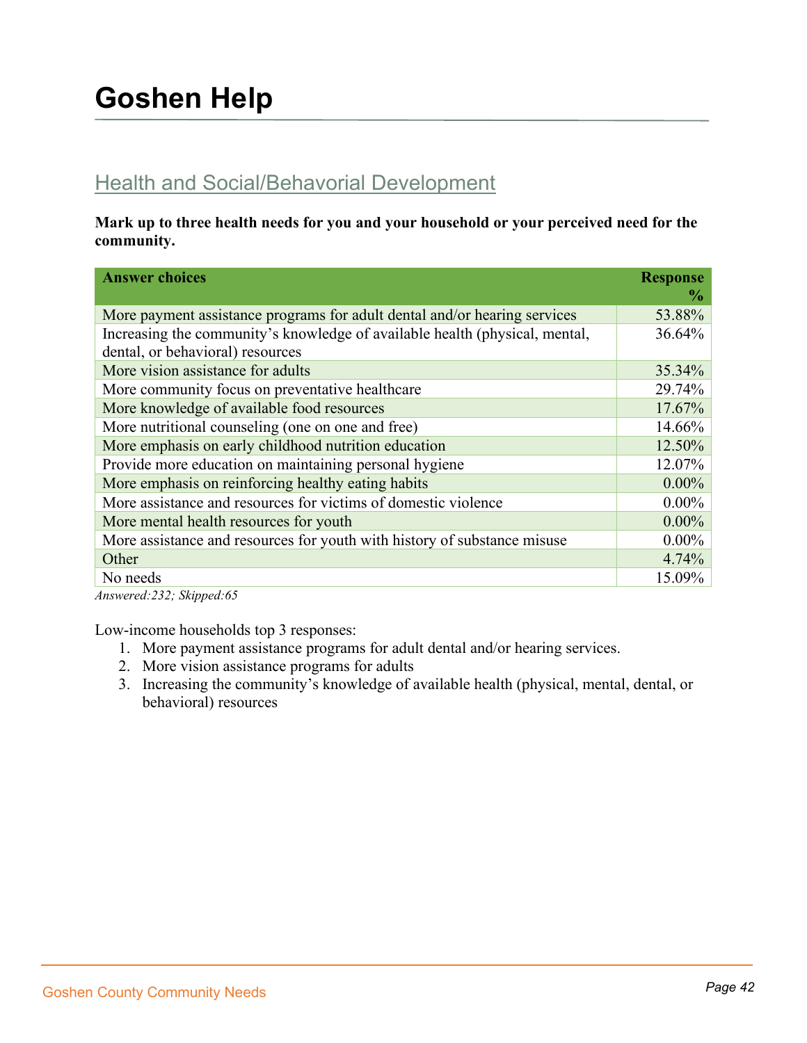# Goshen Help

## Health and Social/Behavioral Development

**Mark up to three health needs for you and your household or your perceived need for the community.**

| Answer choices | Response % |
|---|---|
| More payment assistance programs for adult dental and/or hearing services | 53.88% |
| Increasing the community's knowledge of available health (physical, mental, dental, or behavioral) resources | 36.64% |
| More vision assistance for adults | 35.34% |
| More community focus on preventative healthcare | 29.74% |
| More knowledge of available food resources | 17.67% |
| More nutritional counseling (one on one and free) | 14.66% |
| More emphasis on early childhood nutrition education | 12.50% |
| Provide more education on maintaining personal hygiene | 12.07% |
| More emphasis on reinforcing healthy eating habits | 0.00% |
| More assistance and resources for victims of domestic violence | 0.00% |
| More mental health resources for youth | 0.00% |
| More assistance and resources for youth with history of substance misuse | 0.00% |
| Other | 4.74% |
| No needs | 15.09% |

*Answered:232; Skipped:65*

Low-income households top 3 responses:

1. More payment assistance programs for adult dental and/or hearing services.
2. More vision assistance programs for adults
3. Increasing the community's knowledge of available health (physical, mental, dental, or behavioral) resources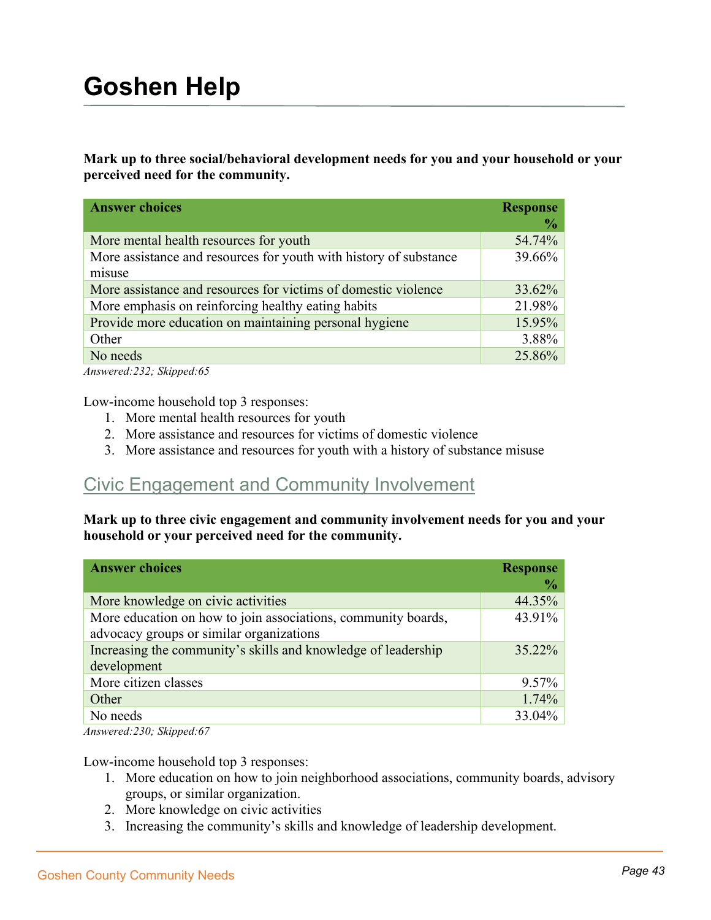# Goshen Help

**Mark up to three social/behavioral development needs for you and your household or your perceived need for the community.**

| Answer choices | Response % |
|---|---|
| More mental health resources for youth | 54.74% |
| More assistance and resources for youth with history of substance misuse | 39.66% |
| More assistance and resources for victims of domestic violence | 33.62% |
| More emphasis on reinforcing healthy eating habits | 21.98% |
| Provide more education on maintaining personal hygiene | 15.95% |
| Other | 3.88% |
| No needs | 25.86% |

*Answered:232; Skipped:65*

Low-income household top 3 responses:

1. More mental health resources for youth
2. More assistance and resources for victims of domestic violence
3. More assistance and resources for youth with a history of substance misuse

## Civic Engagement and Community Involvement

**Mark up to three civic engagement and community involvement needs for you and your household or your perceived need for the community.**

| Answer choices | Response % |
|---|---|
| More knowledge on civic activities | 44.35% |
| More education on how to join associations, community boards, advocacy groups or similar organizations | 43.91% |
| Increasing the community's skills and knowledge of leadership development | 35.22% |
| More citizen classes | 9.57% |
| Other | 1.74% |
| No needs | 33.04% |

*Answered:230; Skipped:67*

Low-income household top 3 responses:

1. More education on how to join neighborhood associations, community boards, advisory groups, or similar organization.
2. More knowledge on civic activities
3. Increasing the community's skills and knowledge of leadership development.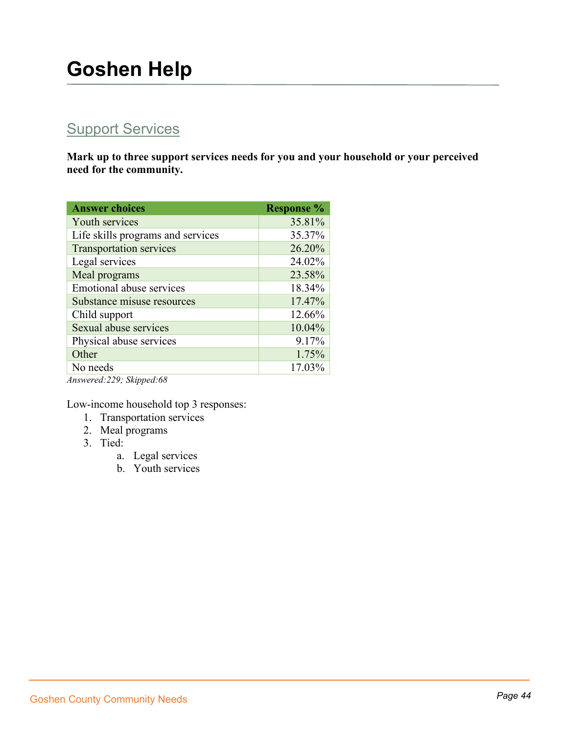# Goshen Help

## Support Services

**Mark up to three support services needs for you and your household or your perceived need for the community.**

| Answer choices | Response % |
|---|---|
| Youth services | 35.81% |
| Life skills programs and services | 35.37% |
| Transportation services | 26.20% |
| Legal services | 24.02% |
| Meal programs | 23.58% |
| Emotional abuse services | 18.34% |
| Substance misuse resources | 17.47% |
| Child support | 12.66% |
| Sexual abuse services | 10.04% |
| Physical abuse services | 9.17% |
| Other | 1.75% |
| No needs | 17.03% |

*Answered:229; Skipped:68*

Low-income household top 3 responses:

1. Transportation services
2. Meal programs
3. Tied:
   a. Legal services
   b. Youth services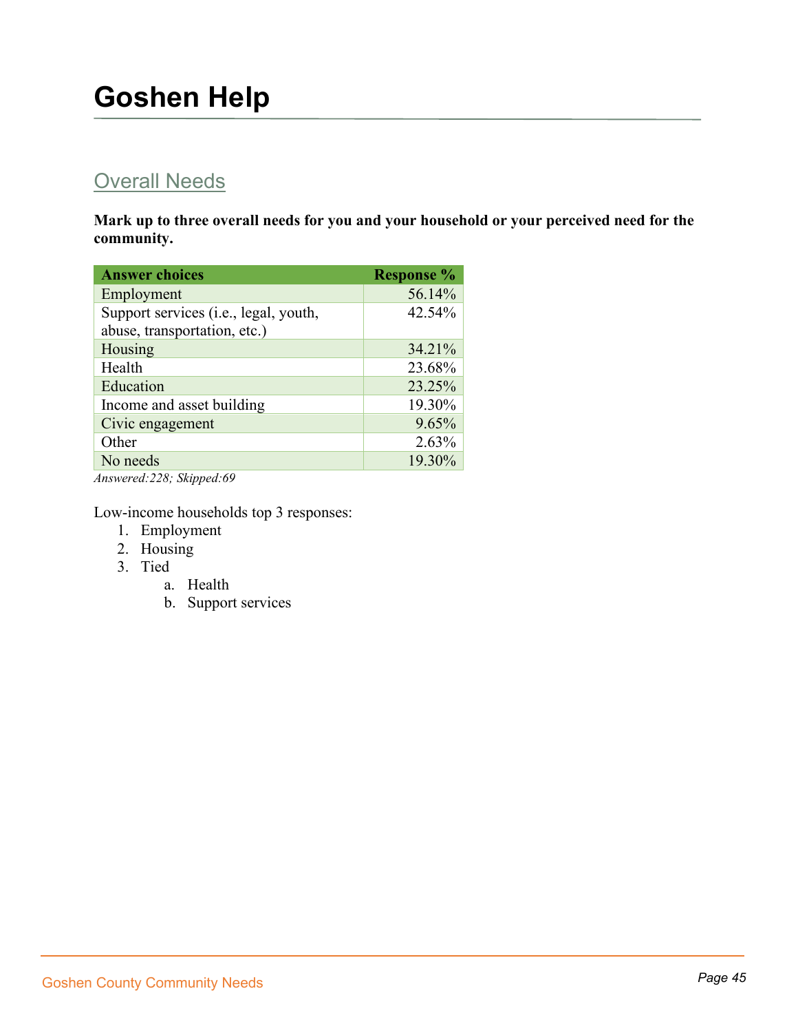# Goshen Help

## Overall Needs

**Mark up to three overall needs for you and your household or your perceived need for the community.**

| Answer choices | Response % |
|---|---|
| Employment | 56.14% |
| Support services (i.e., legal, youth, abuse, transportation, etc.) | 42.54% |
| Housing | 34.21% |
| Health | 23.68% |
| Education | 23.25% |
| Income and asset building | 19.30% |
| Civic engagement | 9.65% |
| Other | 2.63% |
| No needs | 19.30% |

*Answered:228; Skipped:69*

Low-income households top 3 responses:

1. Employment
2. Housing
3. Tied
    a. Health
    b. Support services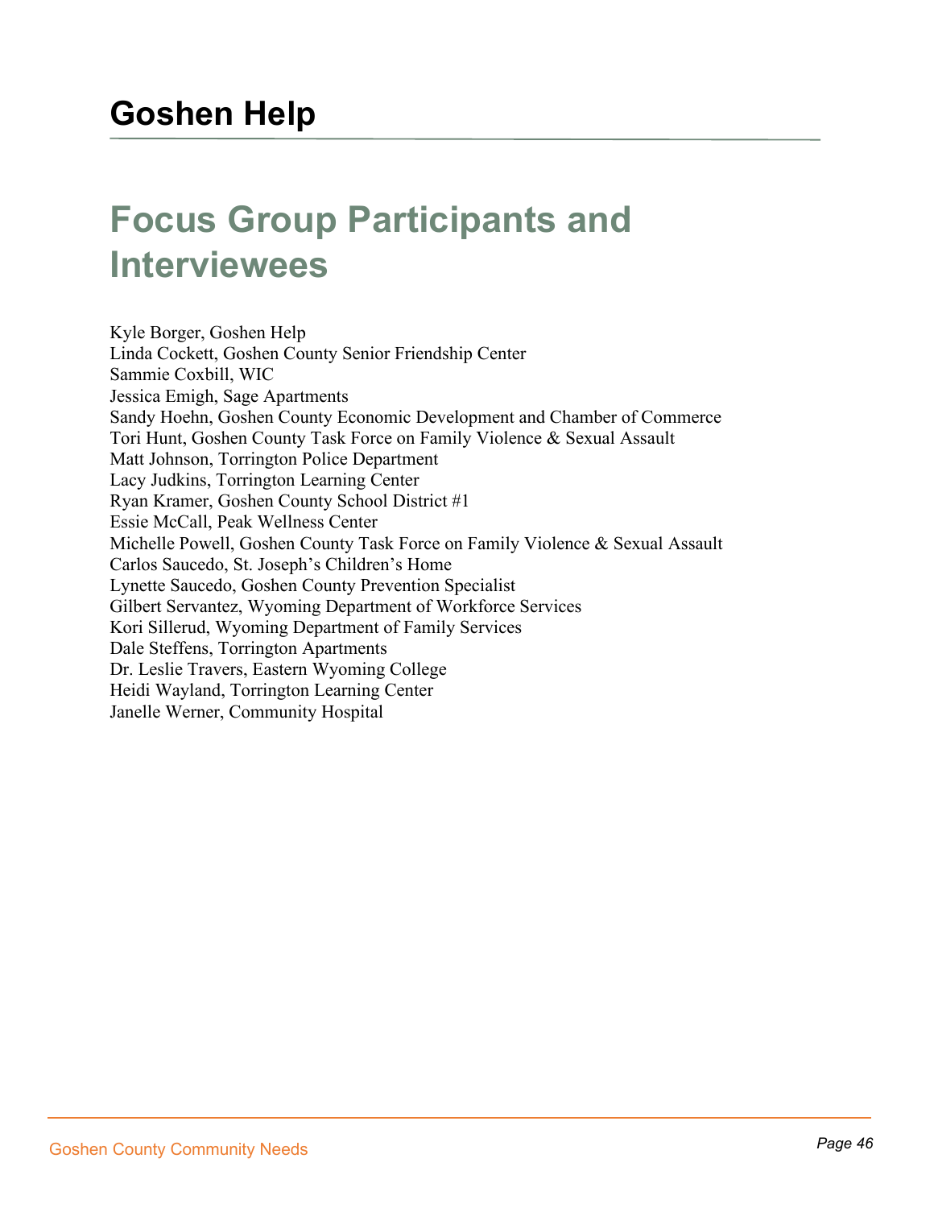# Goshen Help

## Focus Group Participants and Interviewees

Kyle Borger, Goshen Help
Linda Cockett, Goshen County Senior Friendship Center
Sammie Coxbill, WIC
Jessica Emigh, Sage Apartments
Sandy Hoehn, Goshen County Economic Development and Chamber of Commerce
Tori Hunt, Goshen County Task Force on Family Violence & Sexual Assault
Matt Johnson, Torrington Police Department
Lacy Judkins, Torrington Learning Center
Ryan Kramer, Goshen County School District #1
Essie McCall, Peak Wellness Center
Michelle Powell, Goshen County Task Force on Family Violence & Sexual Assault
Carlos Saucedo, St. Joseph's Children's Home
Lynette Saucedo, Goshen County Prevention Specialist
Gilbert Servantez, Wyoming Department of Workforce Services
Kori Sillerud, Wyoming Department of Family Services
Dale Steffens, Torrington Apartments
Dr. Leslie Travers, Eastern Wyoming College
Heidi Wayland, Torrington Learning Center
Janelle Werner, Community Hospital